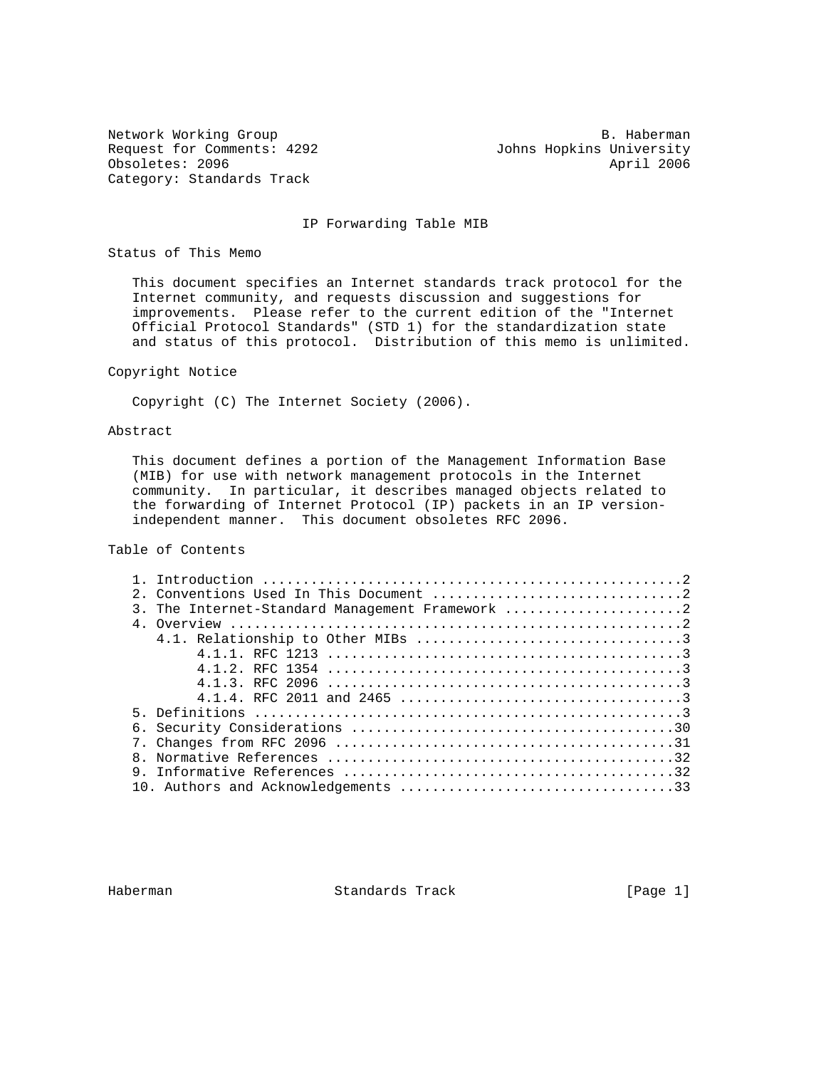Network Working Group B. Haberman
Request for Comments: 4292 Johns Hopkins University
Obsoletes: 2096 April 2006
Category: Standards Track

# IP Forwarding Table MIB

## Status of This Memo

This document specifies an Internet standards track protocol for the Internet community, and requests discussion and suggestions for improvements. Please refer to the current edition of the "Internet Official Protocol Standards" (STD 1) for the standardization state and status of this protocol. Distribution of this memo is unlimited.

## Copyright Notice

Copyright (C) The Internet Society (2006).

## Abstract

This document defines a portion of the Management Information Base (MIB) for use with network management protocols in the Internet community. In particular, it describes managed objects related to the forwarding of Internet Protocol (IP) packets in an IP version-independent manner. This document obsoletes RFC 2096.

## Table of Contents

```
   1. Introduction ....................................................2
   2. Conventions Used In This Document ...............................2
   3. The Internet-Standard Management Framework ......................2
   4. Overview ........................................................2
      4.1. Relationship to Other MIBs .................................3
           4.1.1. RFC 1213 ............................................3
           4.1.2. RFC 1354 ............................................3
           4.1.3. RFC 2096 ............................................3
           4.1.4. RFC 2011 and 2465 ...................................3
   5. Definitions .....................................................3
   6. Security Considerations ........................................30
   7. Changes from RFC 2096 ..........................................31
   8. Normative References ...........................................32
   9. Informative References .........................................32
   10. Authors and Acknowledgements ..................................33
```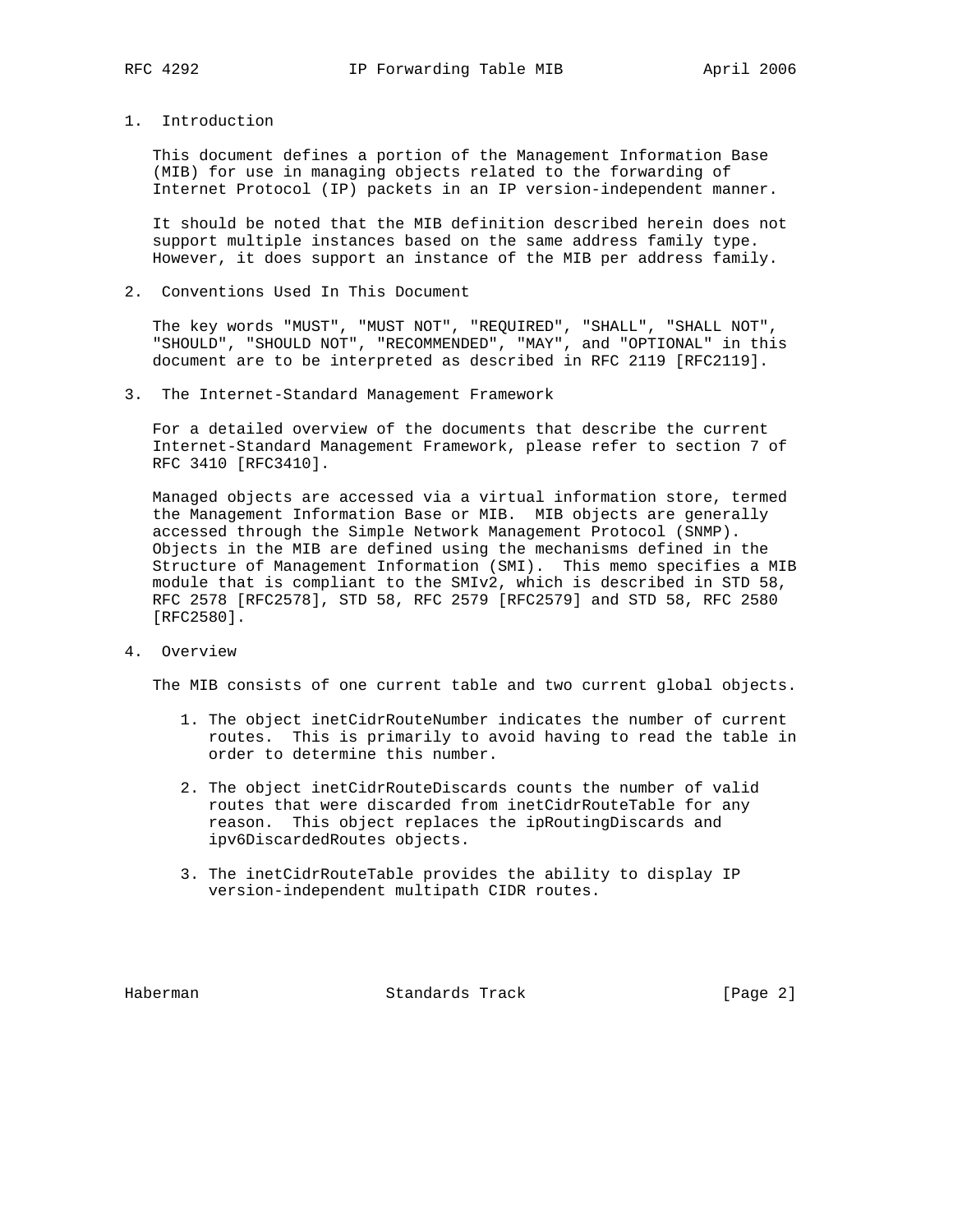## 1. Introduction

This document defines a portion of the Management Information Base (MIB) for use in managing objects related to the forwarding of Internet Protocol (IP) packets in an IP version-independent manner.

It should be noted that the MIB definition described herein does not support multiple instances based on the same address family type. However, it does support an instance of the MIB per address family.

## 2. Conventions Used In This Document

The key words "MUST", "MUST NOT", "REQUIRED", "SHALL", "SHALL NOT", "SHOULD", "SHOULD NOT", "RECOMMENDED", "MAY", and "OPTIONAL" in this document are to be interpreted as described in RFC 2119 [RFC2119].

## 3. The Internet-Standard Management Framework

For a detailed overview of the documents that describe the current Internet-Standard Management Framework, please refer to section 7 of RFC 3410 [RFC3410].

Managed objects are accessed via a virtual information store, termed the Management Information Base or MIB. MIB objects are generally accessed through the Simple Network Management Protocol (SNMP). Objects in the MIB are defined using the mechanisms defined in the Structure of Management Information (SMI). This memo specifies a MIB module that is compliant to the SMIv2, which is described in STD 58, RFC 2578 [RFC2578], STD 58, RFC 2579 [RFC2579] and STD 58, RFC 2580 [RFC2580].

## 4. Overview

The MIB consists of one current table and two current global objects.

1. The object inetCidrRouteNumber indicates the number of current routes. This is primarily to avoid having to read the table in order to determine this number.

2. The object inetCidrRouteDiscards counts the number of valid routes that were discarded from inetCidrRouteTable for any reason. This object replaces the ipRoutingDiscards and ipv6DiscardedRoutes objects.

3. The inetCidrRouteTable provides the ability to display IP version-independent multipath CIDR routes.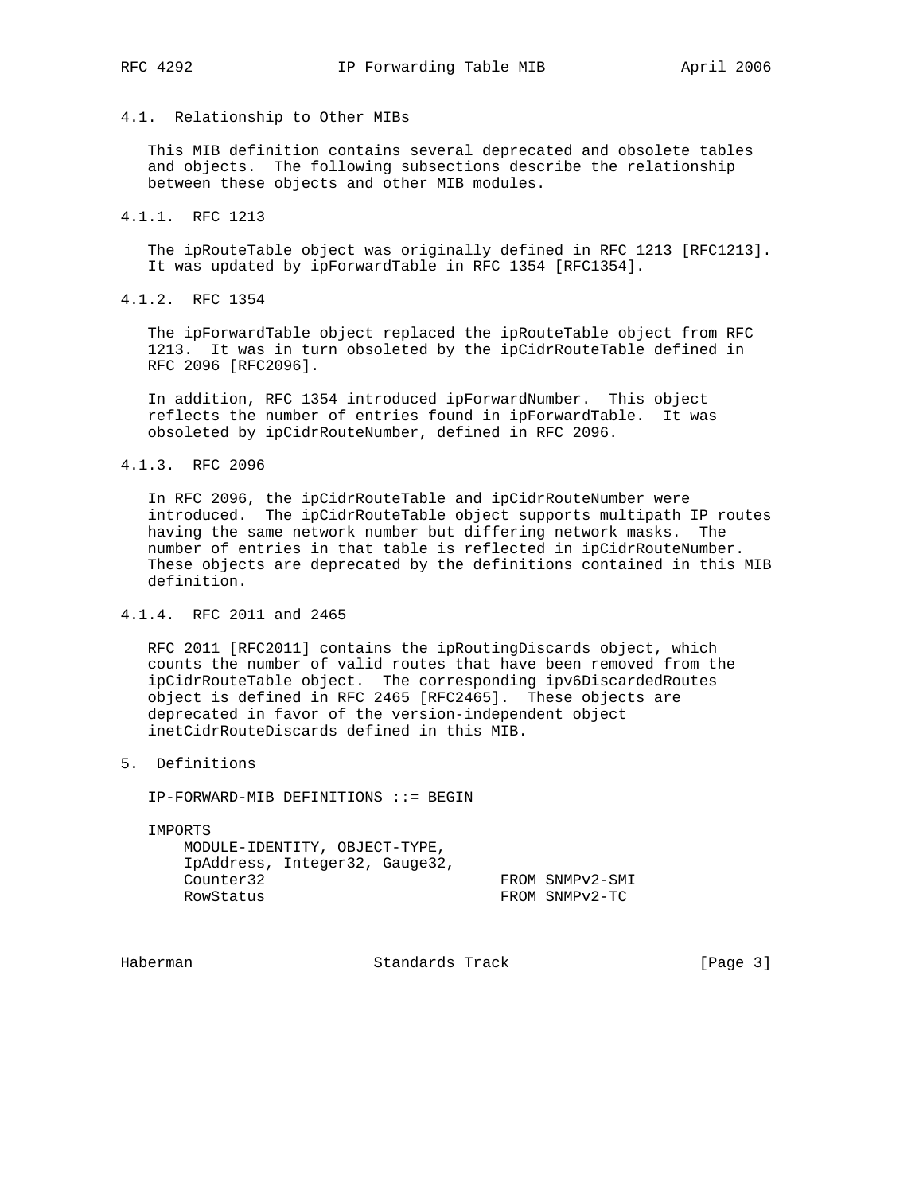### 4.1. Relationship to Other MIBs

This MIB definition contains several deprecated and obsolete tables and objects. The following subsections describe the relationship between these objects and other MIB modules.

#### 4.1.1. RFC 1213

The ipRouteTable object was originally defined in RFC 1213 [RFC1213]. It was updated by ipForwardTable in RFC 1354 [RFC1354].

#### 4.1.2. RFC 1354

The ipForwardTable object replaced the ipRouteTable object from RFC 1213. It was in turn obsoleted by the ipCidrRouteTable defined in RFC 2096 [RFC2096].

In addition, RFC 1354 introduced ipForwardNumber. This object reflects the number of entries found in ipForwardTable. It was obsoleted by ipCidrRouteNumber, defined in RFC 2096.

#### 4.1.3. RFC 2096

In RFC 2096, the ipCidrRouteTable and ipCidrRouteNumber were introduced. The ipCidrRouteTable object supports multipath IP routes having the same network number but differing network masks. The number of entries in that table is reflected in ipCidrRouteNumber. These objects are deprecated by the definitions contained in this MIB definition.

#### 4.1.4. RFC 2011 and 2465

RFC 2011 [RFC2011] contains the ipRoutingDiscards object, which counts the number of valid routes that have been removed from the ipCidrRouteTable object. The corresponding ipv6DiscardedRoutes object is defined in RFC 2465 [RFC2465]. These objects are deprecated in favor of the version-independent object inetCidrRouteDiscards defined in this MIB.

## 5. Definitions

```
IP-FORWARD-MIB DEFINITIONS ::= BEGIN

IMPORTS
    MODULE-IDENTITY, OBJECT-TYPE,
    IpAddress, Integer32, Gauge32,
    Counter32                        FROM SNMPv2-SMI
    RowStatus                        FROM SNMPv2-TC
```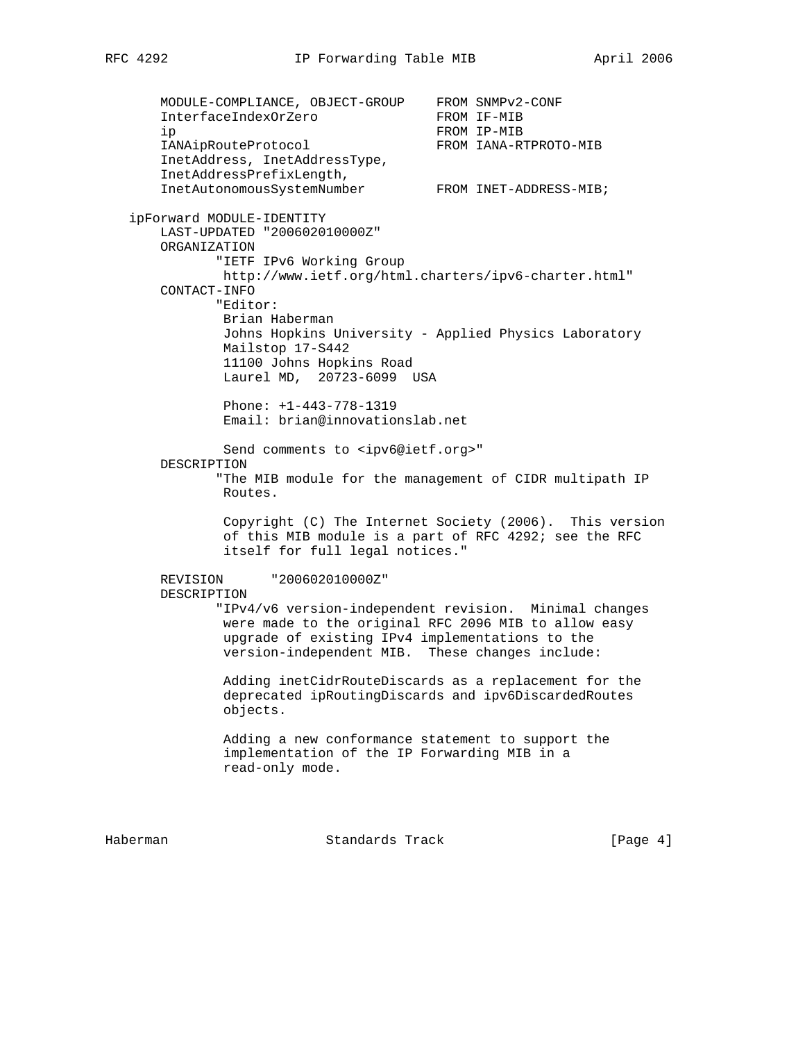```
       MODULE-COMPLIANCE, OBJECT-GROUP    FROM SNMPv2-CONF
       InterfaceIndexOrZero               FROM IF-MIB
       ip                                 FROM IP-MIB
       IANAipRouteProtocol                FROM IANA-RTPROTO-MIB
       InetAddress, InetAddressType,
       InetAddressPrefixLength,
       InetAutonomousSystemNumber         FROM INET-ADDRESS-MIB;

   ipForward MODULE-IDENTITY
       LAST-UPDATED "200602010000Z"
       ORGANIZATION
              "IETF IPv6 Working Group
               http://www.ietf.org/html.charters/ipv6-charter.html"
       CONTACT-INFO
              "Editor:
               Brian Haberman
               Johns Hopkins University - Applied Physics Laboratory
               Mailstop 17-S442
               11100 Johns Hopkins Road
               Laurel MD,  20723-6099  USA

               Phone: +1-443-778-1319
               Email: brian@innovationslab.net

               Send comments to <ipv6@ietf.org>"
       DESCRIPTION
              "The MIB module for the management of CIDR multipath IP
               Routes.

               Copyright (C) The Internet Society (2006).  This version
               of this MIB module is a part of RFC 4292; see the RFC
               itself for full legal notices."

       REVISION      "200602010000Z"
       DESCRIPTION
              "IPv4/v6 version-independent revision.  Minimal changes
               were made to the original RFC 2096 MIB to allow easy
               upgrade of existing IPv4 implementations to the
               version-independent MIB.  These changes include:

               Adding inetCidrRouteDiscards as a replacement for the
               deprecated ipRoutingDiscards and ipv6DiscardedRoutes
               objects.

               Adding a new conformance statement to support the
               implementation of the IP Forwarding MIB in a
               read-only mode.
```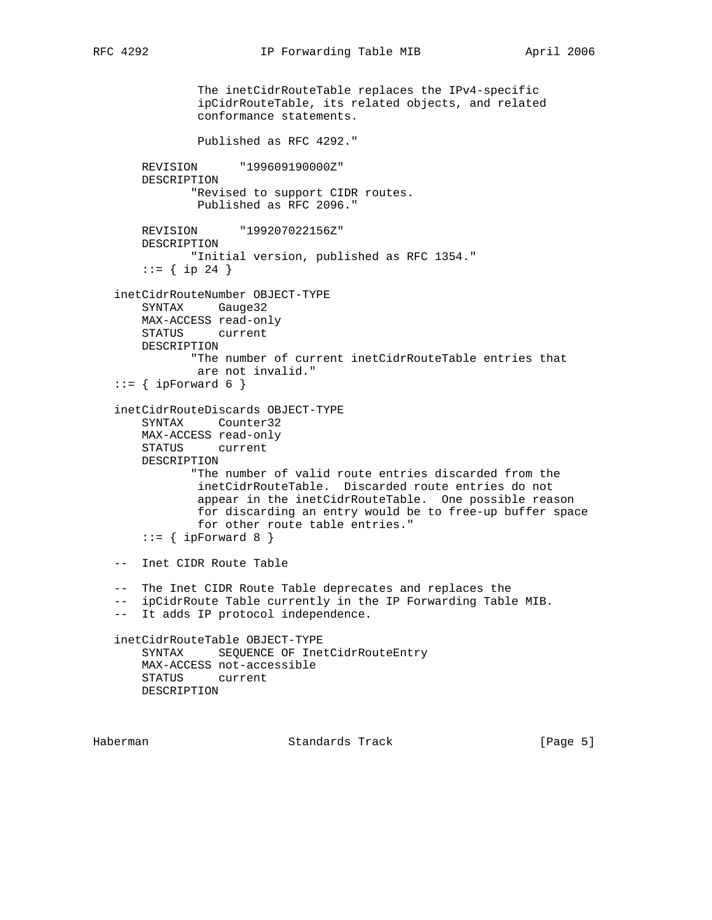```
              The inetCidrRouteTable replaces the IPv4-specific
              ipCidrRouteTable, its related objects, and related
              conformance statements.

              Published as RFC 4292."

       REVISION      "199609190000Z"
       DESCRIPTION
             "Revised to support CIDR routes.
              Published as RFC 2096."

       REVISION      "199207022156Z"
       DESCRIPTION
             "Initial version, published as RFC 1354."
       ::= { ip 24 }

   inetCidrRouteNumber OBJECT-TYPE
       SYNTAX     Gauge32
       MAX-ACCESS read-only
       STATUS     current
       DESCRIPTION
             "The number of current inetCidrRouteTable entries that
              are not invalid."
   ::= { ipForward 6 }

   inetCidrRouteDiscards OBJECT-TYPE
       SYNTAX     Counter32
       MAX-ACCESS read-only
       STATUS     current
       DESCRIPTION
             "The number of valid route entries discarded from the
              inetCidrRouteTable.  Discarded route entries do not
              appear in the inetCidrRouteTable.  One possible reason
              for discarding an entry would be to free-up buffer space
              for other route table entries."
       ::= { ipForward 8 }

   --  Inet CIDR Route Table

   --  The Inet CIDR Route Table deprecates and replaces the
   --  ipCidrRoute Table currently in the IP Forwarding Table MIB.
   --  It adds IP protocol independence.

   inetCidrRouteTable OBJECT-TYPE
       SYNTAX     SEQUENCE OF InetCidrRouteEntry
       MAX-ACCESS not-accessible
       STATUS     current
       DESCRIPTION
```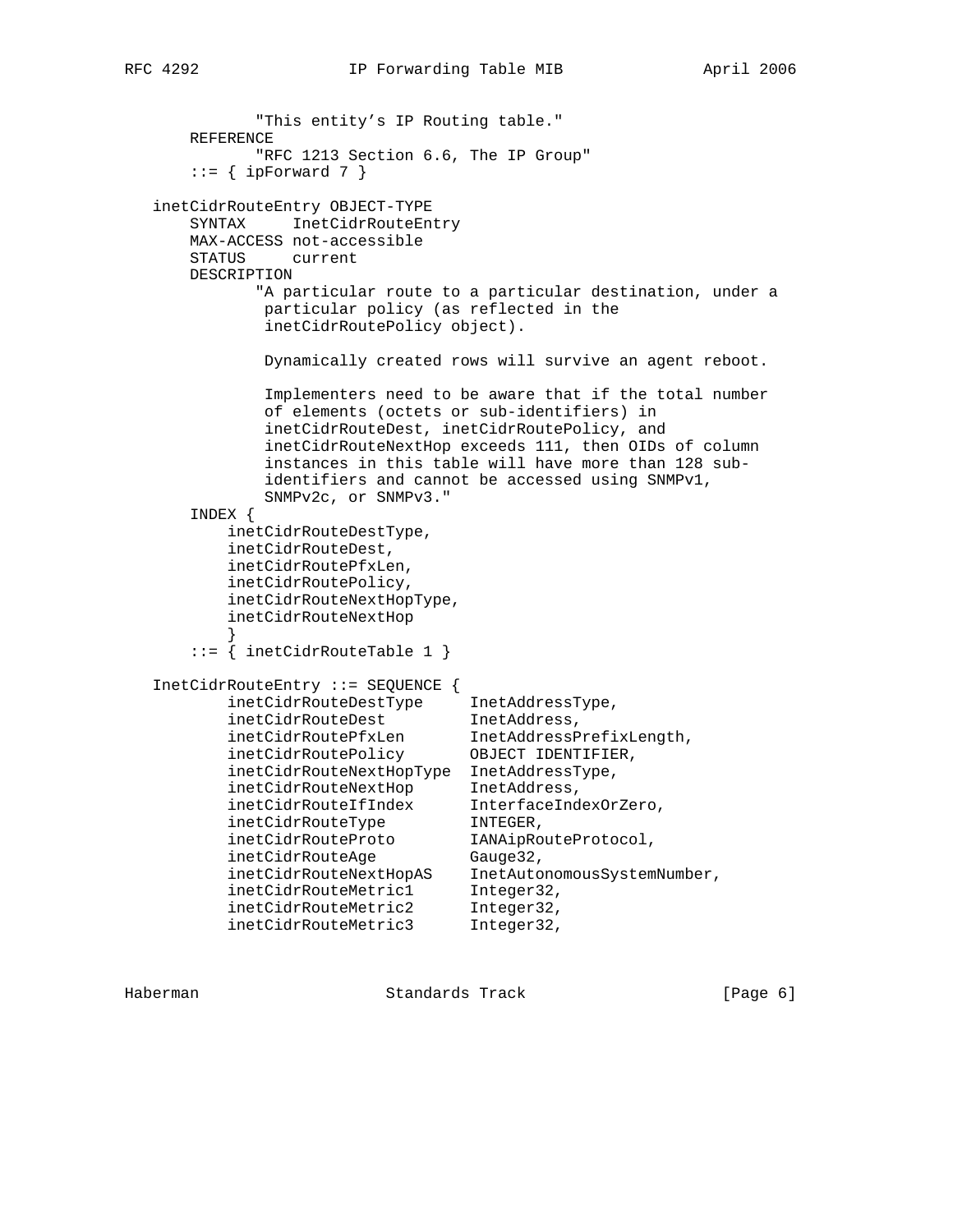```
               "This entity's IP Routing table."
       REFERENCE
               "RFC 1213 Section 6.6, The IP Group"
       ::= { ipForward 7 }

   inetCidrRouteEntry OBJECT-TYPE
       SYNTAX     InetCidrRouteEntry
       MAX-ACCESS not-accessible
       STATUS     current
       DESCRIPTION
              "A particular route to a particular destination, under a
               particular policy (as reflected in the
               inetCidrRoutePolicy object).

               Dynamically created rows will survive an agent reboot.

               Implementers need to be aware that if the total number
               of elements (octets or sub-identifiers) in
               inetCidrRouteDest, inetCidrRoutePolicy, and
               inetCidrRouteNextHop exceeds 111, then OIDs of column
               instances in this table will have more than 128 sub-
               identifiers and cannot be accessed using SNMPv1,
               SNMPv2c, or SNMPv3."
       INDEX {
           inetCidrRouteDestType,
           inetCidrRouteDest,
           inetCidrRoutePfxLen,
           inetCidrRoutePolicy,
           inetCidrRouteNextHopType,
           inetCidrRouteNextHop
           }
       ::= { inetCidrRouteTable 1 }

   InetCidrRouteEntry ::= SEQUENCE {
           inetCidrRouteDestType     InetAddressType,
           inetCidrRouteDest         InetAddress,
           inetCidrRoutePfxLen       InetAddressPrefixLength,
           inetCidrRoutePolicy       OBJECT IDENTIFIER,
           inetCidrRouteNextHopType  InetAddressType,
           inetCidrRouteNextHop      InetAddress,
           inetCidrRouteIfIndex      InterfaceIndexOrZero,
           inetCidrRouteType         INTEGER,
           inetCidrRouteProto        IANAipRouteProtocol,
           inetCidrRouteAge          Gauge32,
           inetCidrRouteNextHopAS    InetAutonomousSystemNumber,
           inetCidrRouteMetric1      Integer32,
           inetCidrRouteMetric2      Integer32,
           inetCidrRouteMetric3      Integer32,
```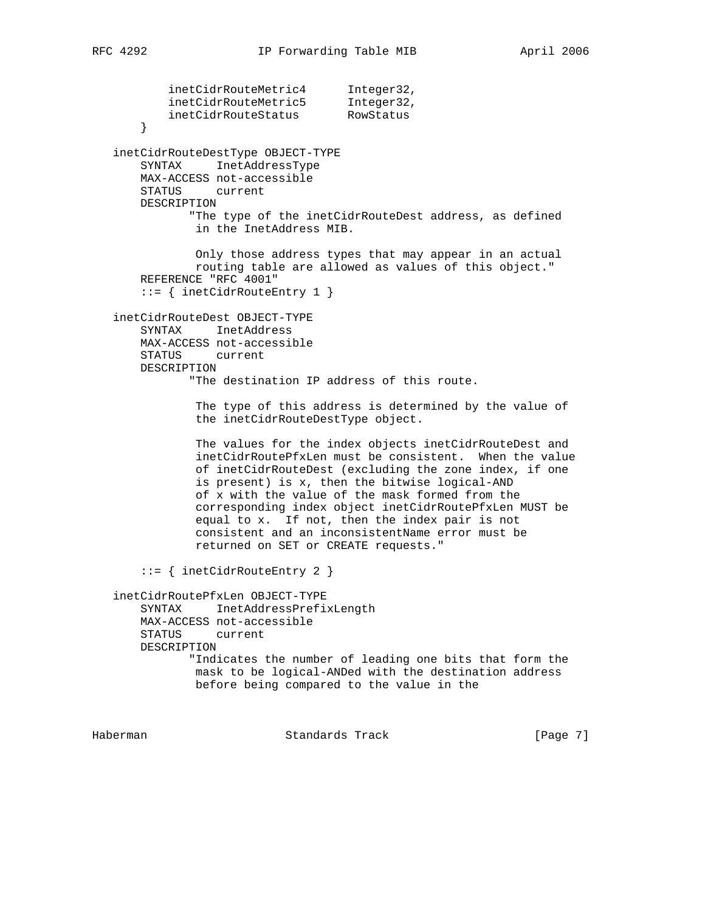```
           inetCidrRouteMetric4      Integer32,
           inetCidrRouteMetric5      Integer32,
           inetCidrRouteStatus       RowStatus
       }

   inetCidrRouteDestType OBJECT-TYPE
       SYNTAX     InetAddressType
       MAX-ACCESS not-accessible
       STATUS     current
       DESCRIPTION
              "The type of the inetCidrRouteDest address, as defined
               in the InetAddress MIB.

               Only those address types that may appear in an actual
               routing table are allowed as values of this object."
       REFERENCE "RFC 4001"
       ::= { inetCidrRouteEntry 1 }

   inetCidrRouteDest OBJECT-TYPE
       SYNTAX     InetAddress
       MAX-ACCESS not-accessible
       STATUS     current
       DESCRIPTION
              "The destination IP address of this route.

               The type of this address is determined by the value of
               the inetCidrRouteDestType object.

               The values for the index objects inetCidrRouteDest and
               inetCidrRoutePfxLen must be consistent.  When the value
               of inetCidrRouteDest (excluding the zone index, if one
               is present) is x, then the bitwise logical-AND
               of x with the value of the mask formed from the
               corresponding index object inetCidrRoutePfxLen MUST be
               equal to x.  If not, then the index pair is not
               consistent and an inconsistentName error must be
               returned on SET or CREATE requests."

       ::= { inetCidrRouteEntry 2 }

   inetCidrRoutePfxLen OBJECT-TYPE
       SYNTAX     InetAddressPrefixLength
       MAX-ACCESS not-accessible
       STATUS     current
       DESCRIPTION
              "Indicates the number of leading one bits that form the
               mask to be logical-ANDed with the destination address
               before being compared to the value in the
```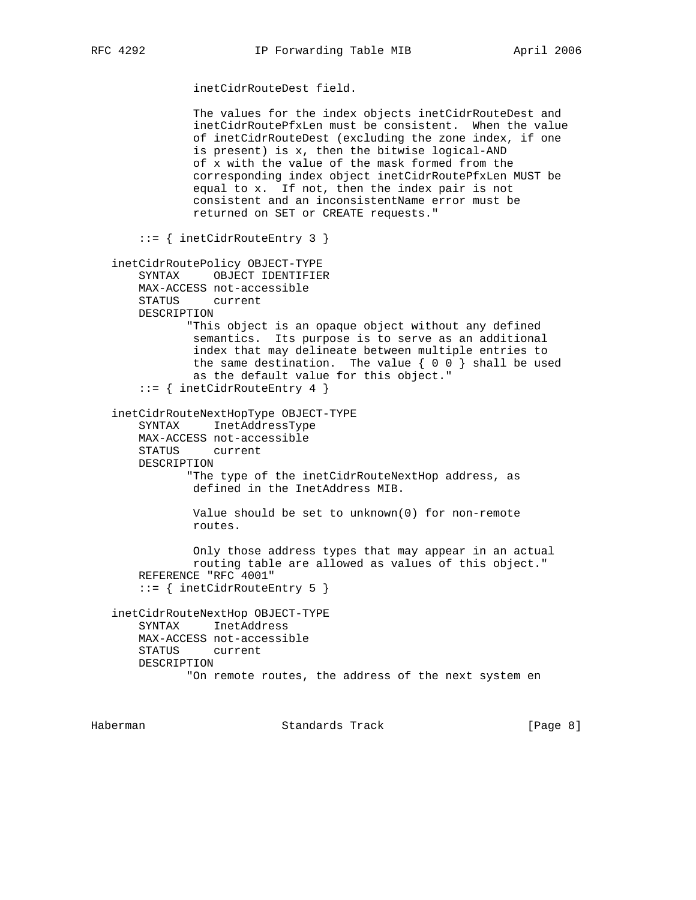```
              inetCidrRouteDest field.

              The values for the index objects inetCidrRouteDest and
              inetCidrRoutePfxLen must be consistent.  When the value
              of inetCidrRouteDest (excluding the zone index, if one
              is present) is x, then the bitwise logical-AND
              of x with the value of the mask formed from the
              corresponding index object inetCidrRoutePfxLen MUST be
              equal to x.  If not, then the index pair is not
              consistent and an inconsistentName error must be
              returned on SET or CREATE requests."

       ::= { inetCidrRouteEntry 3 }

   inetCidrRoutePolicy OBJECT-TYPE
       SYNTAX     OBJECT IDENTIFIER
       MAX-ACCESS not-accessible
       STATUS     current
       DESCRIPTION
             "This object is an opaque object without any defined
              semantics.  Its purpose is to serve as an additional
              index that may delineate between multiple entries to
              the same destination.  The value { 0 0 } shall be used
              as the default value for this object."
       ::= { inetCidrRouteEntry 4 }

   inetCidrRouteNextHopType OBJECT-TYPE
       SYNTAX     InetAddressType
       MAX-ACCESS not-accessible
       STATUS     current
       DESCRIPTION
             "The type of the inetCidrRouteNextHop address, as
              defined in the InetAddress MIB.

              Value should be set to unknown(0) for non-remote
              routes.

              Only those address types that may appear in an actual
              routing table are allowed as values of this object."
       REFERENCE "RFC 4001"
       ::= { inetCidrRouteEntry 5 }

   inetCidrRouteNextHop OBJECT-TYPE
       SYNTAX     InetAddress
       MAX-ACCESS not-accessible
       STATUS     current
       DESCRIPTION
             "On remote routes, the address of the next system en
```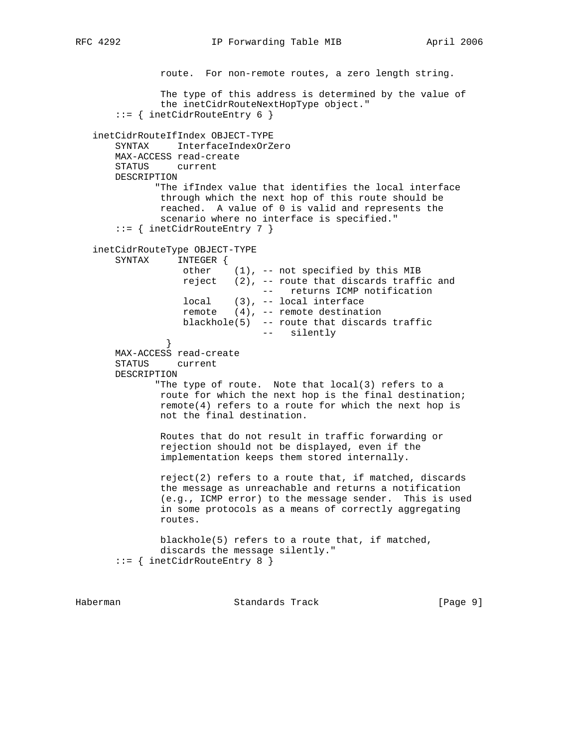```
             route.  For non-remote routes, a zero length string.

             The type of this address is determined by the value of
             the inetCidrRouteNextHopType object."
       ::= { inetCidrRouteEntry 6 }

   inetCidrRouteIfIndex OBJECT-TYPE
       SYNTAX     InterfaceIndexOrZero
       MAX-ACCESS read-create
       STATUS     current
       DESCRIPTION
              "The ifIndex value that identifies the local interface
             through which the next hop of this route should be
             reached.  A value of 0 is valid and represents the
             scenario where no interface is specified."
       ::= { inetCidrRouteEntry 7 }

   inetCidrRouteType OBJECT-TYPE
       SYNTAX     INTEGER {
                   other    (1), -- not specified by this MIB
                   reject   (2), -- route that discards traffic and
                                 --   returns ICMP notification
                   local    (3), -- local interface
                   remote   (4), -- remote destination
                   blackhole(5)  -- route that discards traffic
                                 --   silently
                }
       MAX-ACCESS read-create
       STATUS     current
       DESCRIPTION
              "The type of route.  Note that local(3) refers to a
             route for which the next hop is the final destination;
             remote(4) refers to a route for which the next hop is
             not the final destination.

             Routes that do not result in traffic forwarding or
             rejection should not be displayed, even if the
             implementation keeps them stored internally.

             reject(2) refers to a route that, if matched, discards
             the message as unreachable and returns a notification
             (e.g., ICMP error) to the message sender.  This is used
             in some protocols as a means of correctly aggregating
             routes.

             blackhole(5) refers to a route that, if matched,
             discards the message silently."
       ::= { inetCidrRouteEntry 8 }
```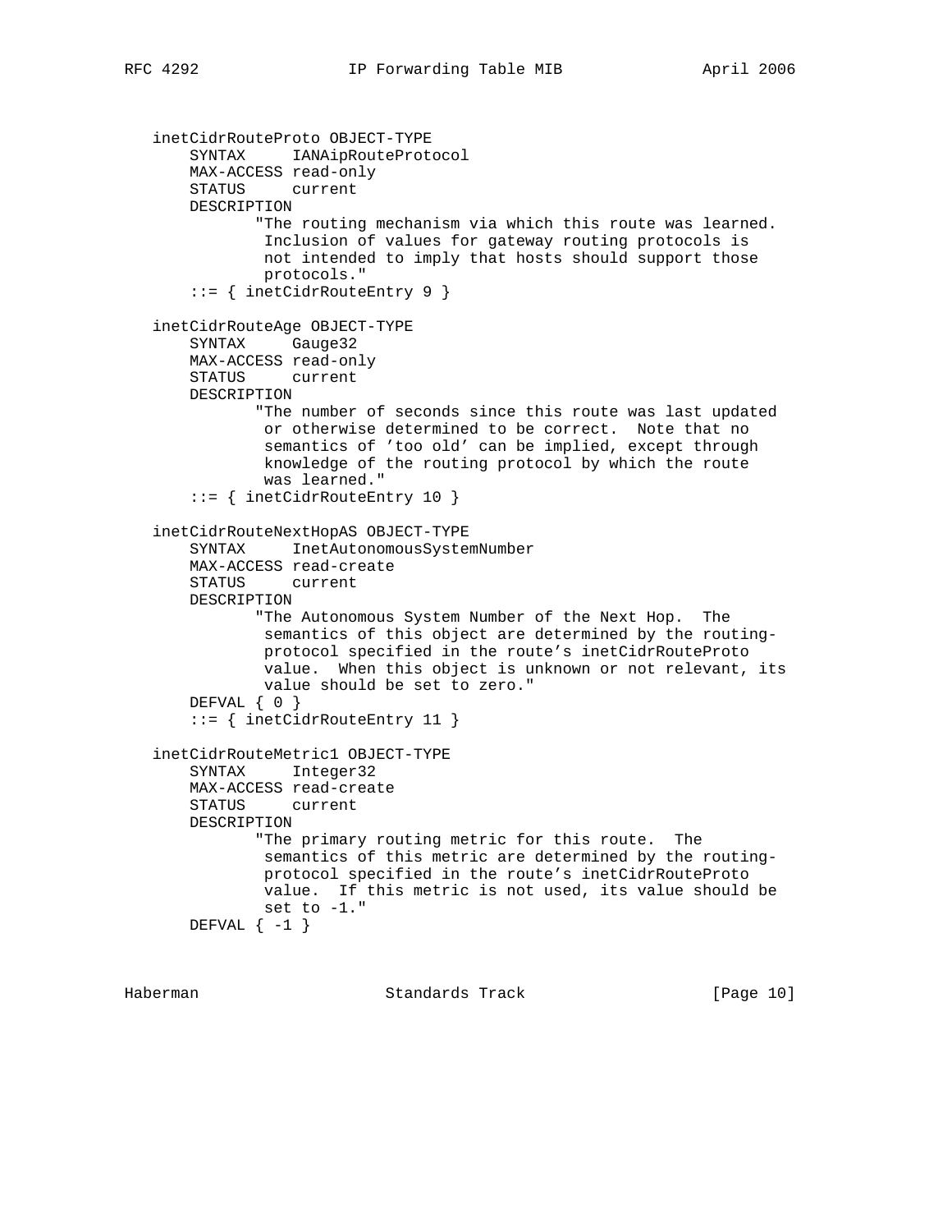```
   inetCidrRouteProto OBJECT-TYPE
       SYNTAX     IANAipRouteProtocol
       MAX-ACCESS read-only
       STATUS     current
       DESCRIPTION
              "The routing mechanism via which this route was learned.
               Inclusion of values for gateway routing protocols is
               not intended to imply that hosts should support those
               protocols."
       ::= { inetCidrRouteEntry 9 }

   inetCidrRouteAge OBJECT-TYPE
       SYNTAX     Gauge32
       MAX-ACCESS read-only
       STATUS     current
       DESCRIPTION
              "The number of seconds since this route was last updated
               or otherwise determined to be correct.  Note that no
               semantics of 'too old' can be implied, except through
               knowledge of the routing protocol by which the route
               was learned."
       ::= { inetCidrRouteEntry 10 }

   inetCidrRouteNextHopAS OBJECT-TYPE
       SYNTAX     InetAutonomousSystemNumber
       MAX-ACCESS read-create
       STATUS     current
       DESCRIPTION
              "The Autonomous System Number of the Next Hop.  The
               semantics of this object are determined by the routing-
               protocol specified in the route's inetCidrRouteProto
               value.  When this object is unknown or not relevant, its
               value should be set to zero."
       DEFVAL { 0 }
       ::= { inetCidrRouteEntry 11 }

   inetCidrRouteMetric1 OBJECT-TYPE
       SYNTAX     Integer32
       MAX-ACCESS read-create
       STATUS     current
       DESCRIPTION
              "The primary routing metric for this route.  The
               semantics of this metric are determined by the routing-
               protocol specified in the route's inetCidrRouteProto
               value.  If this metric is not used, its value should be
               set to -1."
       DEFVAL { -1 }
```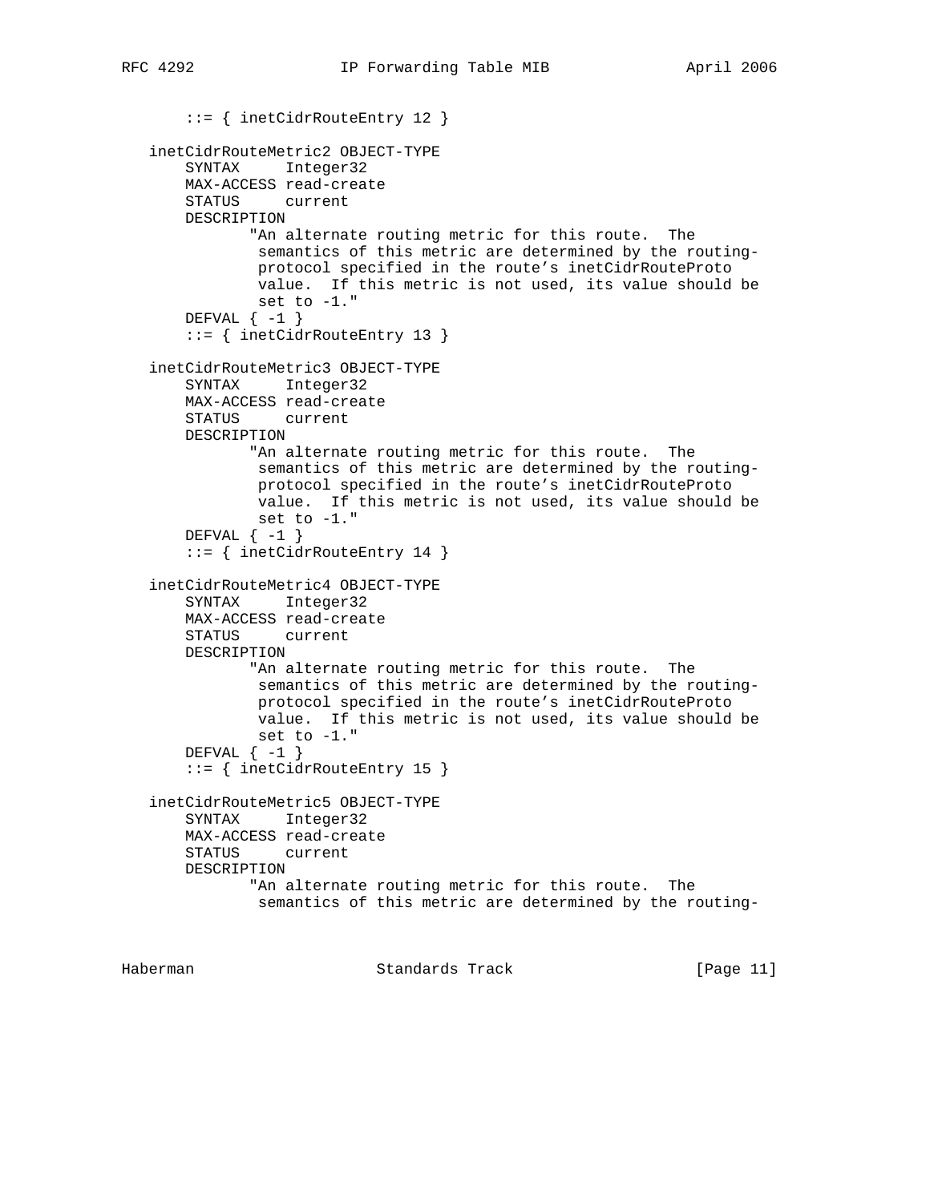```
       ::= { inetCidrRouteEntry 12 }

   inetCidrRouteMetric2 OBJECT-TYPE
       SYNTAX     Integer32
       MAX-ACCESS read-create
       STATUS     current
       DESCRIPTION
              "An alternate routing metric for this route.  The
               semantics of this metric are determined by the routing-
               protocol specified in the route's inetCidrRouteProto
               value.  If this metric is not used, its value should be
               set to -1."
       DEFVAL { -1 }
       ::= { inetCidrRouteEntry 13 }

   inetCidrRouteMetric3 OBJECT-TYPE
       SYNTAX     Integer32
       MAX-ACCESS read-create
       STATUS     current
       DESCRIPTION
              "An alternate routing metric for this route.  The
               semantics of this metric are determined by the routing-
               protocol specified in the route's inetCidrRouteProto
               value.  If this metric is not used, its value should be
               set to -1."
       DEFVAL { -1 }
       ::= { inetCidrRouteEntry 14 }

   inetCidrRouteMetric4 OBJECT-TYPE
       SYNTAX     Integer32
       MAX-ACCESS read-create
       STATUS     current
       DESCRIPTION
              "An alternate routing metric for this route.  The
               semantics of this metric are determined by the routing-
               protocol specified in the route's inetCidrRouteProto
               value.  If this metric is not used, its value should be
               set to -1."
       DEFVAL { -1 }
       ::= { inetCidrRouteEntry 15 }

   inetCidrRouteMetric5 OBJECT-TYPE
       SYNTAX     Integer32
       MAX-ACCESS read-create
       STATUS     current
       DESCRIPTION
              "An alternate routing metric for this route.  The
               semantics of this metric are determined by the routing-
```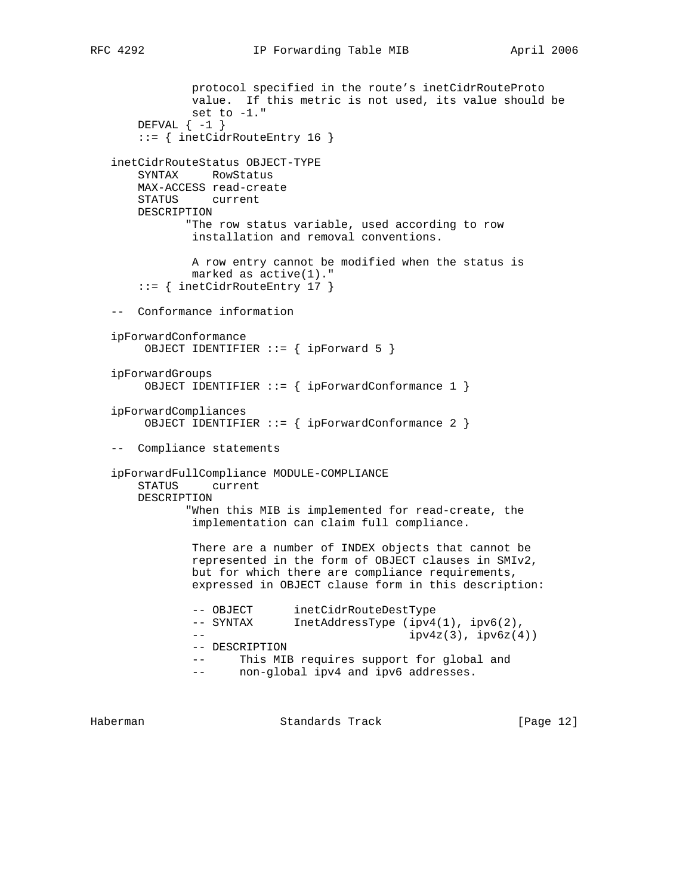```
               protocol specified in the route's inetCidrRouteProto
               value.  If this metric is not used, its value should be
               set to -1."
       DEFVAL { -1 }
       ::= { inetCidrRouteEntry 16 }

   inetCidrRouteStatus OBJECT-TYPE
       SYNTAX     RowStatus
       MAX-ACCESS read-create
       STATUS     current
       DESCRIPTION
              "The row status variable, used according to row
               installation and removal conventions.

               A row entry cannot be modified when the status is
               marked as active(1)."
       ::= { inetCidrRouteEntry 17 }

   -- Conformance information

   ipForwardConformance
         OBJECT IDENTIFIER ::= { ipForward 5 }

   ipForwardGroups
         OBJECT IDENTIFIER ::= { ipForwardConformance 1 }

   ipForwardCompliances
         OBJECT IDENTIFIER ::= { ipForwardConformance 2 }

   -- Compliance statements

   ipForwardFullCompliance MODULE-COMPLIANCE
       STATUS     current
       DESCRIPTION
              "When this MIB is implemented for read-create, the
               implementation can claim full compliance.

               There are a number of INDEX objects that cannot be
               represented in the form of OBJECT clauses in SMIv2,
               but for which there are compliance requirements,
               expressed in OBJECT clause form in this description:

               -- OBJECT      inetCidrRouteDestType
               -- SYNTAX      InetAddressType (ipv4(1), ipv6(2),
               --                             ipv4z(3), ipv6z(4))
               -- DESCRIPTION
               --     This MIB requires support for global and
               --     non-global ipv4 and ipv6 addresses.
```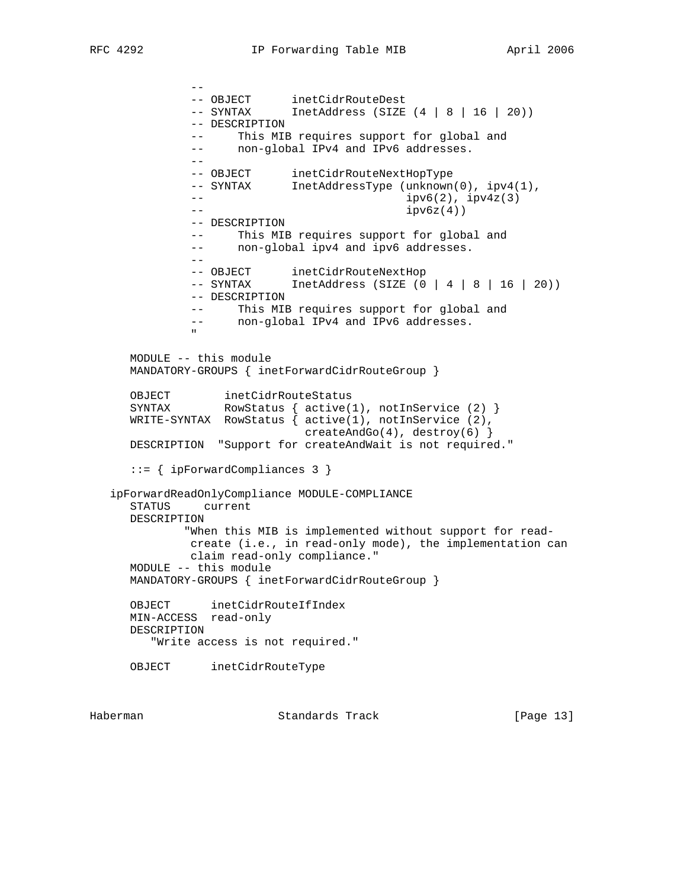```
            --
            -- OBJECT      inetCidrRouteDest
            -- SYNTAX      InetAddress (SIZE (4 | 8 | 16 | 20))
            -- DESCRIPTION
            --     This MIB requires support for global and
            --     non-global IPv4 and IPv6 addresses.
            --
            -- OBJECT      inetCidrRouteNextHopType
            -- SYNTAX      InetAddressType (unknown(0), ipv4(1),
            --                             ipv6(2), ipv4z(3)
            --                             ipv6z(4))
            -- DESCRIPTION
            --     This MIB requires support for global and
            --     non-global ipv4 and ipv6 addresses.
            --
            -- OBJECT      inetCidrRouteNextHop
            -- SYNTAX      InetAddress (SIZE (0 | 4 | 8 | 16 | 20))
            -- DESCRIPTION
            --     This MIB requires support for global and
            --     non-global IPv4 and IPv6 addresses.
            "

   MODULE -- this module
   MANDATORY-GROUPS { inetForwardCidrRouteGroup }

   OBJECT        inetCidrRouteStatus
   SYNTAX        RowStatus { active(1), notInService (2) }
   WRITE-SYNTAX  RowStatus { active(1), notInService (2),
                             createAndGo(4), destroy(6) }
   DESCRIPTION  "Support for createAndWait is not required."

   ::= { ipForwardCompliances 3 }

ipForwardReadOnlyCompliance MODULE-COMPLIANCE
   STATUS     current
   DESCRIPTION
          "When this MIB is implemented without support for read-
           create (i.e., in read-only mode), the implementation can
           claim read-only compliance."
   MODULE -- this module
   MANDATORY-GROUPS { inetForwardCidrRouteGroup }

   OBJECT      inetCidrRouteIfIndex
   MIN-ACCESS  read-only
   DESCRIPTION
      "Write access is not required."

   OBJECT      inetCidrRouteType
```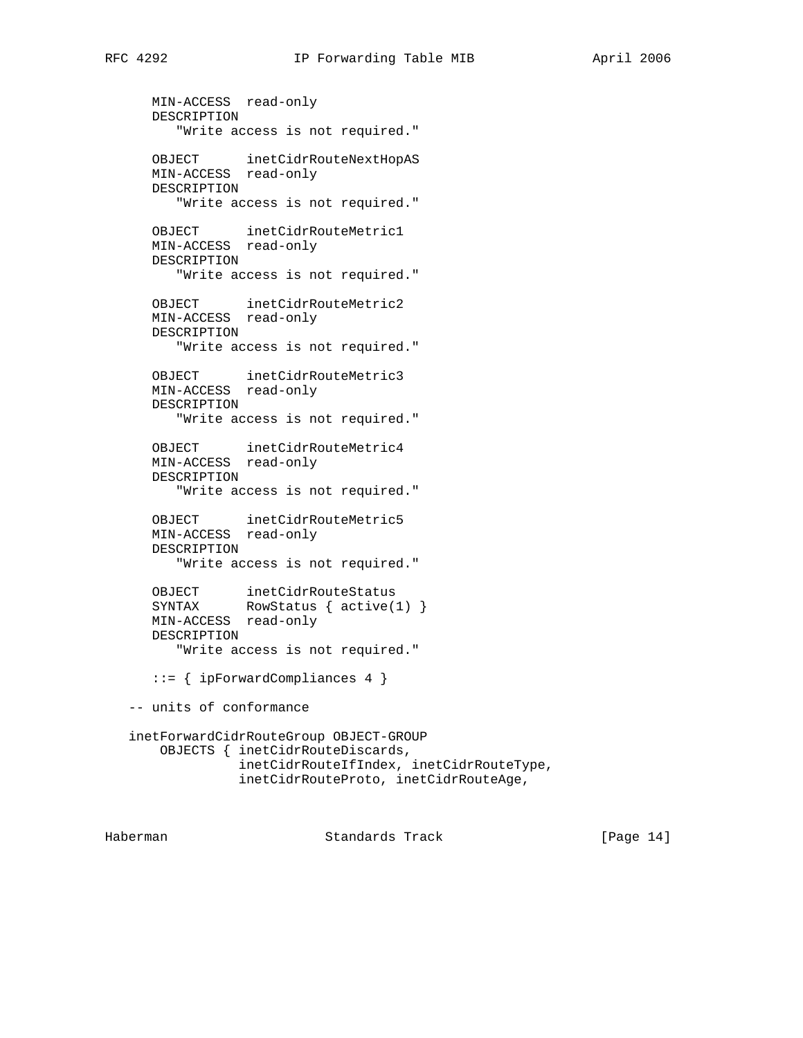```
      MIN-ACCESS  read-only
      DESCRIPTION
         "Write access is not required."

      OBJECT      inetCidrRouteNextHopAS
      MIN-ACCESS  read-only
      DESCRIPTION
         "Write access is not required."

      OBJECT      inetCidrRouteMetric1
      MIN-ACCESS  read-only
      DESCRIPTION
         "Write access is not required."

      OBJECT      inetCidrRouteMetric2
      MIN-ACCESS  read-only
      DESCRIPTION
         "Write access is not required."

      OBJECT      inetCidrRouteMetric3
      MIN-ACCESS  read-only
      DESCRIPTION
         "Write access is not required."

      OBJECT      inetCidrRouteMetric4
      MIN-ACCESS  read-only
      DESCRIPTION
         "Write access is not required."

      OBJECT      inetCidrRouteMetric5
      MIN-ACCESS  read-only
      DESCRIPTION
         "Write access is not required."

      OBJECT      inetCidrRouteStatus
      SYNTAX      RowStatus { active(1) }
      MIN-ACCESS  read-only
      DESCRIPTION
         "Write access is not required."

      ::= { ipForwardCompliances 4 }

   -- units of conformance

   inetForwardCidrRouteGroup OBJECT-GROUP
       OBJECTS { inetCidrRouteDiscards,
                 inetCidrRouteIfIndex, inetCidrRouteType,
                 inetCidrRouteProto, inetCidrRouteAge,
```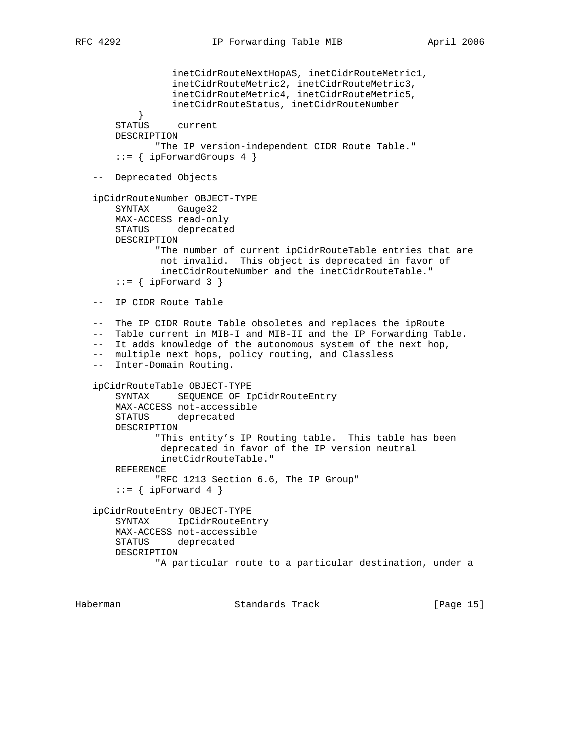```
                inetCidrRouteNextHopAS, inetCidrRouteMetric1,
                inetCidrRouteMetric2, inetCidrRouteMetric3,
                inetCidrRouteMetric4, inetCidrRouteMetric5,
                inetCidrRouteStatus, inetCidrRouteNumber
          }
       STATUS     current
       DESCRIPTION
              "The IP version-independent CIDR Route Table."
       ::= { ipForwardGroups 4 }

   -- Deprecated Objects

   ipCidrRouteNumber OBJECT-TYPE
       SYNTAX     Gauge32
       MAX-ACCESS read-only
       STATUS     deprecated
       DESCRIPTION
              "The number of current ipCidrRouteTable entries that are
               not invalid.  This object is deprecated in favor of
               inetCidrRouteNumber and the inetCidrRouteTable."
       ::= { ipForward 3 }

   -- IP CIDR Route Table

   -- The IP CIDR Route Table obsoletes and replaces the ipRoute
   -- Table current in MIB-I and MIB-II and the IP Forwarding Table.
   -- It adds knowledge of the autonomous system of the next hop,
   -- multiple next hops, policy routing, and Classless
   -- Inter-Domain Routing.

   ipCidrRouteTable OBJECT-TYPE
       SYNTAX     SEQUENCE OF IpCidrRouteEntry
       MAX-ACCESS not-accessible
       STATUS     deprecated
       DESCRIPTION
              "This entity's IP Routing table.  This table has been
               deprecated in favor of the IP version neutral
               inetCidrRouteTable."
       REFERENCE
              "RFC 1213 Section 6.6, The IP Group"
       ::= { ipForward 4 }

   ipCidrRouteEntry OBJECT-TYPE
       SYNTAX     IpCidrRouteEntry
       MAX-ACCESS not-accessible
       STATUS     deprecated
       DESCRIPTION
              "A particular route to a particular destination, under a
```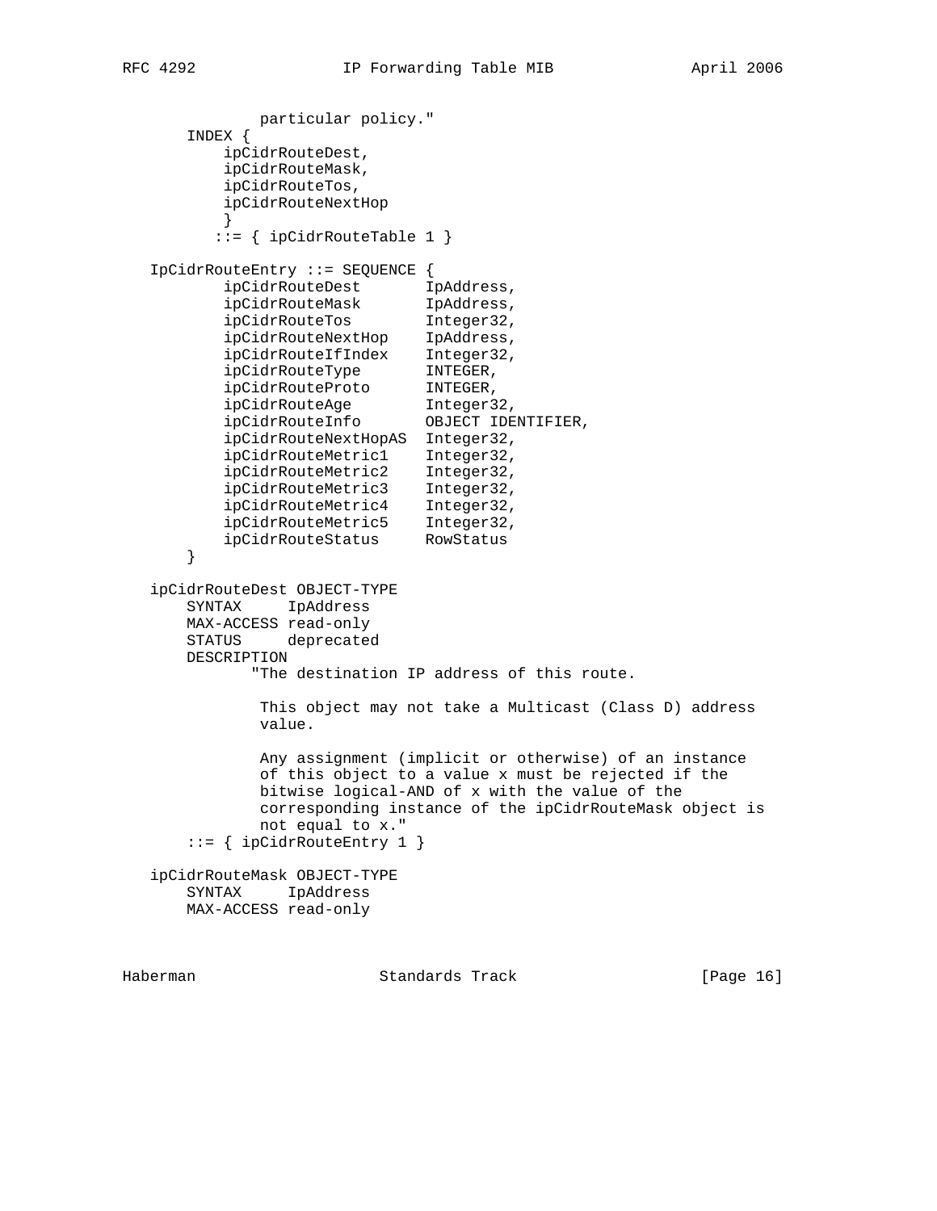```
             particular policy."
       INDEX {
           ipCidrRouteDest,
           ipCidrRouteMask,
           ipCidrRouteTos,
           ipCidrRouteNextHop
           }
          ::= { ipCidrRouteTable 1 }

   IpCidrRouteEntry ::= SEQUENCE {
           ipCidrRouteDest       IpAddress,
           ipCidrRouteMask       IpAddress,
           ipCidrRouteTos        Integer32,
           ipCidrRouteNextHop    IpAddress,
           ipCidrRouteIfIndex    Integer32,
           ipCidrRouteType       INTEGER,
           ipCidrRouteProto      INTEGER,
           ipCidrRouteAge        Integer32,
           ipCidrRouteInfo       OBJECT IDENTIFIER,
           ipCidrRouteNextHopAS  Integer32,
           ipCidrRouteMetric1    Integer32,
           ipCidrRouteMetric2    Integer32,
           ipCidrRouteMetric3    Integer32,
           ipCidrRouteMetric4    Integer32,
           ipCidrRouteMetric5    Integer32,
           ipCidrRouteStatus     RowStatus
       }

   ipCidrRouteDest OBJECT-TYPE
       SYNTAX     IpAddress
       MAX-ACCESS read-only
       STATUS     deprecated
       DESCRIPTION
            "The destination IP address of this route.

             This object may not take a Multicast (Class D) address
             value.

             Any assignment (implicit or otherwise) of an instance
             of this object to a value x must be rejected if the
             bitwise logical-AND of x with the value of the
             corresponding instance of the ipCidrRouteMask object is
             not equal to x."
       ::= { ipCidrRouteEntry 1 }

   ipCidrRouteMask OBJECT-TYPE
       SYNTAX     IpAddress
       MAX-ACCESS read-only
```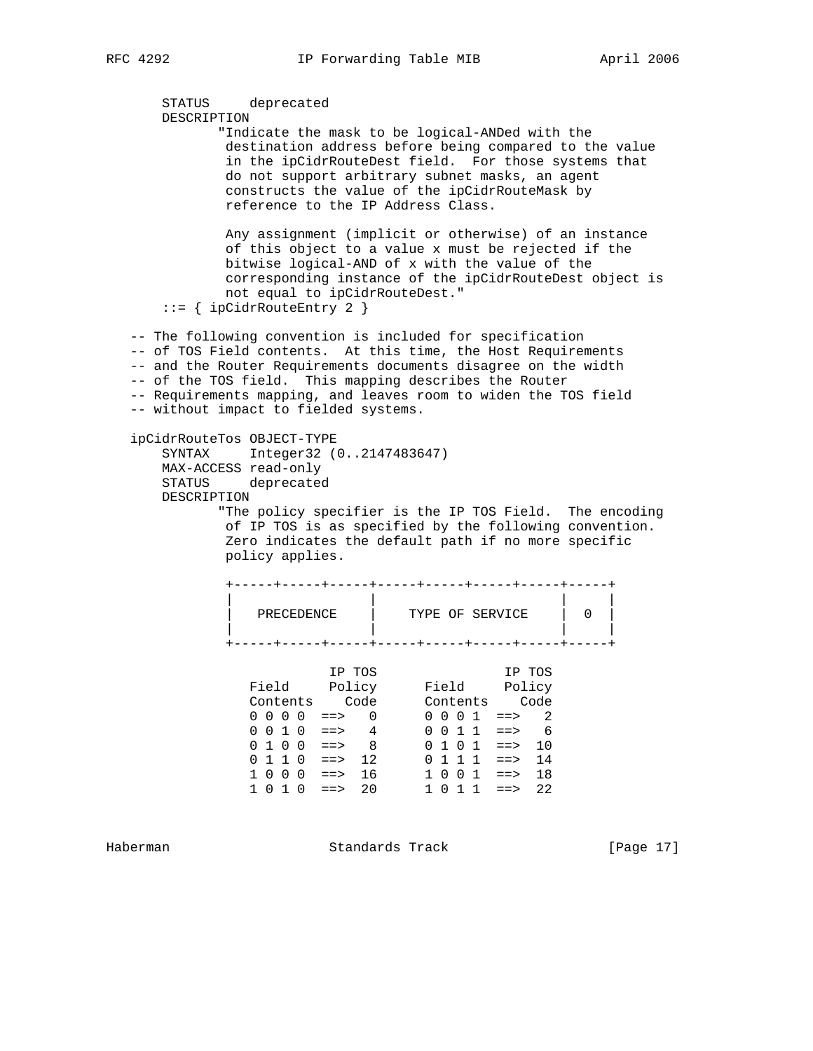```
       STATUS     deprecated
       DESCRIPTION
              "Indicate the mask to be logical-ANDed with the
               destination address before being compared to the value
               in the ipCidrRouteDest field.  For those systems that
               do not support arbitrary subnet masks, an agent
               constructs the value of the ipCidrRouteMask by
               reference to the IP Address Class.

               Any assignment (implicit or otherwise) of an instance
               of this object to a value x must be rejected if the
               bitwise logical-AND of x with the value of the
               corresponding instance of the ipCidrRouteDest object is
               not equal to ipCidrRouteDest."
       ::= { ipCidrRouteEntry 2 }

   -- The following convention is included for specification
   -- of TOS Field contents.  At this time, the Host Requirements
   -- and the Router Requirements documents disagree on the width
   -- of the TOS field.  This mapping describes the Router
   -- Requirements mapping, and leaves room to widen the TOS field
   -- without impact to fielded systems.

   ipCidrRouteTos OBJECT-TYPE
       SYNTAX     Integer32 (0..2147483647)
       MAX-ACCESS read-only
       STATUS     deprecated
       DESCRIPTION
              "The policy specifier is the IP TOS Field.  The encoding
               of IP TOS is as specified by the following convention.
               Zero indicates the default path if no more specific
               policy applies.

               +-----+-----+-----+-----+-----+-----+-----+-----+
               |                 |                       |     |
               |   PRECEDENCE    |    TYPE OF SERVICE    |  0  |
               |                 |                       |     |
               +-----+-----+-----+-----+-----+-----+-----+-----+

                        IP TOS                IP TOS
                  Field     Policy      Field     Policy
                  Contents    Code      Contents    Code
                  0 0 0 0  ==>   0      0 0 0 1  ==>   2
                  0 0 1 0  ==>   4      0 0 1 1  ==>   6
                  0 1 0 0  ==>   8      0 1 0 1  ==>  10
                  0 1 1 0  ==>  12      0 1 1 1  ==>  14
                  1 0 0 0  ==>  16      1 0 0 1  ==>  18
                  1 0 1 0  ==>  20      1 0 1 1  ==>  22
```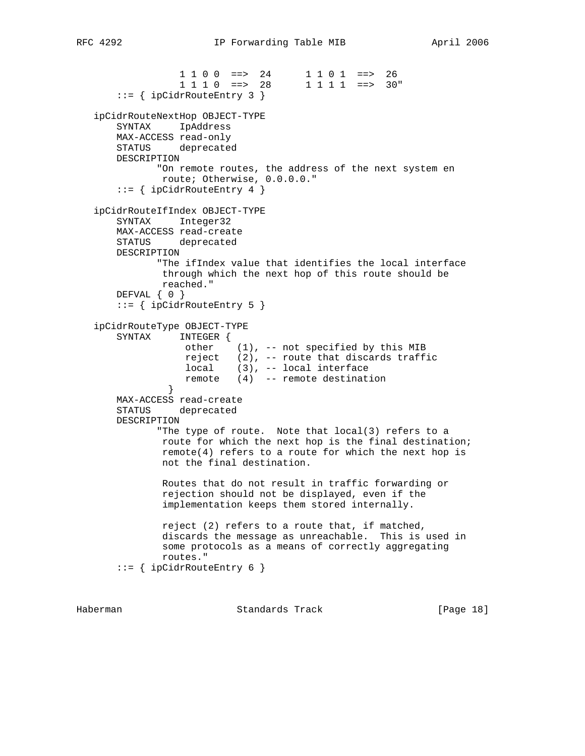```
                 1 1 0 0  ==>  24      1 1 0 1  ==>  26
                 1 1 1 0  ==>  28      1 1 1 1  ==>  30"
       ::= { ipCidrRouteEntry 3 }

   ipCidrRouteNextHop OBJECT-TYPE
       SYNTAX     IpAddress
       MAX-ACCESS read-only
       STATUS     deprecated
       DESCRIPTION
              "On remote routes, the address of the next system en
               route; Otherwise, 0.0.0.0."
       ::= { ipCidrRouteEntry 4 }

   ipCidrRouteIfIndex OBJECT-TYPE
       SYNTAX     Integer32
       MAX-ACCESS read-create
       STATUS     deprecated
       DESCRIPTION
              "The ifIndex value that identifies the local interface
               through which the next hop of this route should be
               reached."
       DEFVAL { 0 }
       ::= { ipCidrRouteEntry 5 }

   ipCidrRouteType OBJECT-TYPE
       SYNTAX     INTEGER {
                   other    (1), -- not specified by this MIB
                   reject   (2), -- route that discards traffic
                   local    (3), -- local interface
                   remote   (4)  -- remote destination
                }
       MAX-ACCESS read-create
       STATUS     deprecated
       DESCRIPTION
              "The type of route.  Note that local(3) refers to a
               route for which the next hop is the final destination;
               remote(4) refers to a route for which the next hop is
               not the final destination.

               Routes that do not result in traffic forwarding or
               rejection should not be displayed, even if the
               implementation keeps them stored internally.

               reject (2) refers to a route that, if matched,
               discards the message as unreachable.  This is used in
               some protocols as a means of correctly aggregating
               routes."
       ::= { ipCidrRouteEntry 6 }
```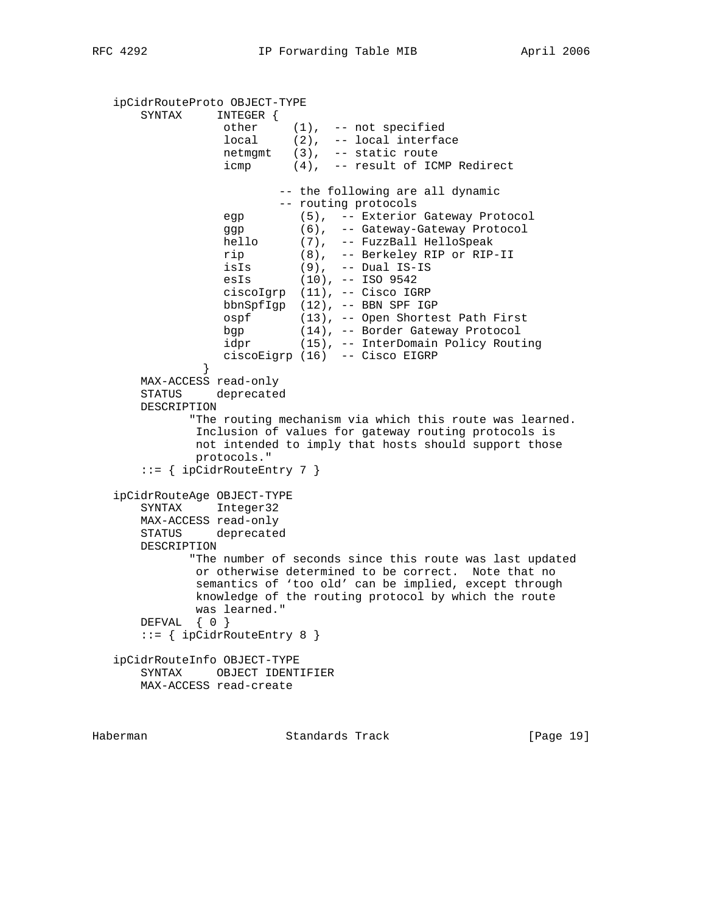```
   ipCidrRouteProto OBJECT-TYPE
       SYNTAX     INTEGER {
                   other     (1),  -- not specified
                   local     (2),  -- local interface
                   netmgmt   (3),  -- static route
                   icmp      (4),  -- result of ICMP Redirect

                           -- the following are all dynamic
                           -- routing protocols
                   egp        (5),  -- Exterior Gateway Protocol
                   ggp        (6),  -- Gateway-Gateway Protocol
                   hello      (7),  -- FuzzBall HelloSpeak
                   rip        (8),  -- Berkeley RIP or RIP-II
                   isIs       (9),  -- Dual IS-IS
                   esIs       (10), -- ISO 9542
                   ciscoIgrp  (11), -- Cisco IGRP
                   bbnSpfIgp  (12), -- BBN SPF IGP
                   ospf       (13), -- Open Shortest Path First
                   bgp        (14), -- Border Gateway Protocol
                   idpr       (15), -- InterDomain Policy Routing
                   ciscoEigrp (16)  -- Cisco EIGRP
                 }
       MAX-ACCESS read-only
       STATUS     deprecated
       DESCRIPTION
              "The routing mechanism via which this route was learned.
               Inclusion of values for gateway routing protocols is
               not intended to imply that hosts should support those
               protocols."
       ::= { ipCidrRouteEntry 7 }

   ipCidrRouteAge OBJECT-TYPE
       SYNTAX     Integer32
       MAX-ACCESS read-only
       STATUS     deprecated
       DESCRIPTION
              "The number of seconds since this route was last updated
               or otherwise determined to be correct.  Note that no
               semantics of 'too old' can be implied, except through
               knowledge of the routing protocol by which the route
               was learned."
       DEFVAL  { 0 }
       ::= { ipCidrRouteEntry 8 }

   ipCidrRouteInfo OBJECT-TYPE
       SYNTAX     OBJECT IDENTIFIER
       MAX-ACCESS read-create
```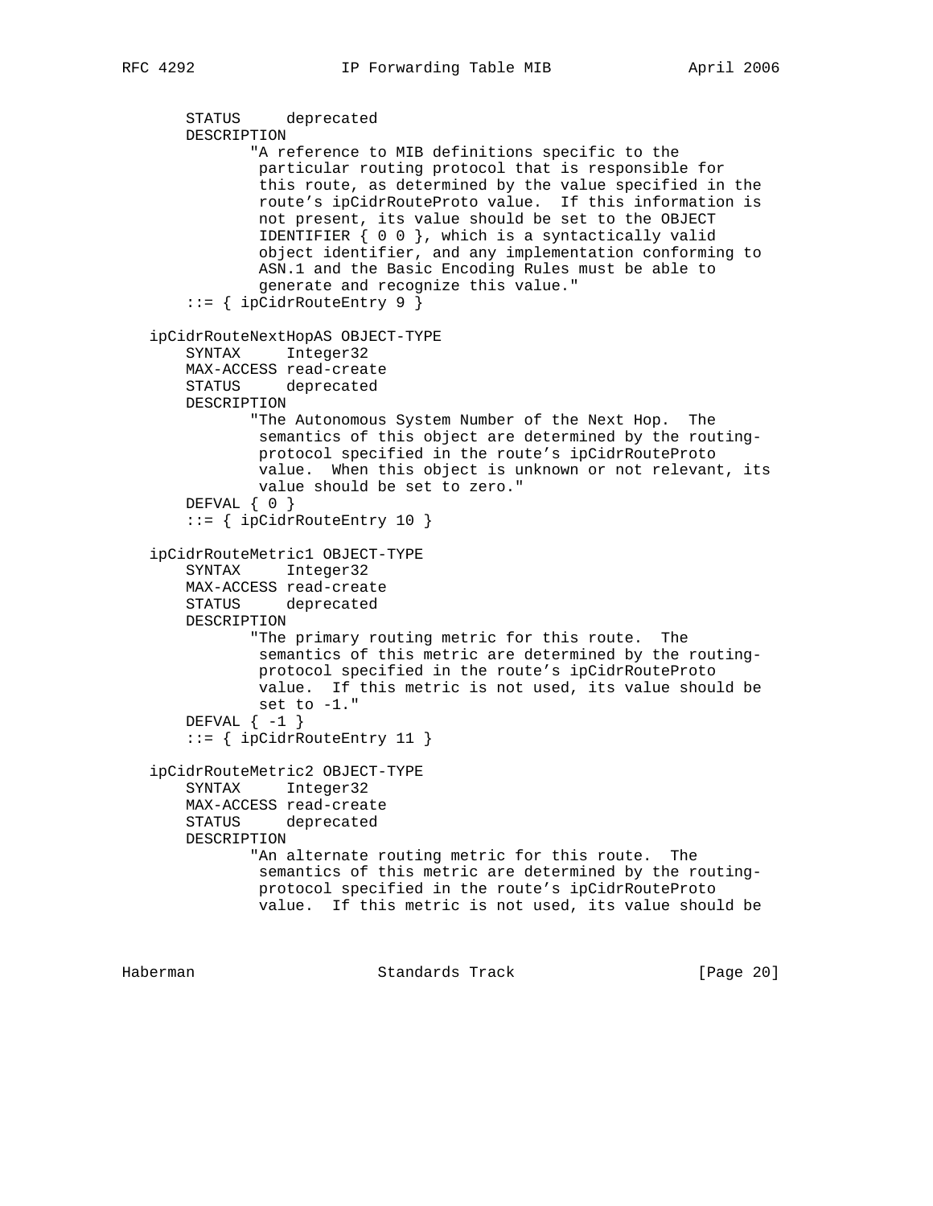```
       STATUS     deprecated
       DESCRIPTION
              "A reference to MIB definitions specific to the
               particular routing protocol that is responsible for
               this route, as determined by the value specified in the
               route's ipCidrRouteProto value.  If this information is
               not present, its value should be set to the OBJECT
               IDENTIFIER { 0 0 }, which is a syntactically valid
               object identifier, and any implementation conforming to
               ASN.1 and the Basic Encoding Rules must be able to
               generate and recognize this value."
       ::= { ipCidrRouteEntry 9 }

   ipCidrRouteNextHopAS OBJECT-TYPE
       SYNTAX     Integer32
       MAX-ACCESS read-create
       STATUS     deprecated
       DESCRIPTION
              "The Autonomous System Number of the Next Hop.  The
               semantics of this object are determined by the routing-
               protocol specified in the route's ipCidrRouteProto
               value.  When this object is unknown or not relevant, its
               value should be set to zero."
       DEFVAL { 0 }
       ::= { ipCidrRouteEntry 10 }

   ipCidrRouteMetric1 OBJECT-TYPE
       SYNTAX     Integer32
       MAX-ACCESS read-create
       STATUS     deprecated
       DESCRIPTION
              "The primary routing metric for this route.  The
               semantics of this metric are determined by the routing-
               protocol specified in the route's ipCidrRouteProto
               value.  If this metric is not used, its value should be
               set to -1."
       DEFVAL { -1 }
       ::= { ipCidrRouteEntry 11 }

   ipCidrRouteMetric2 OBJECT-TYPE
       SYNTAX     Integer32
       MAX-ACCESS read-create
       STATUS     deprecated
       DESCRIPTION
              "An alternate routing metric for this route.  The
               semantics of this metric are determined by the routing-
               protocol specified in the route's ipCidrRouteProto
               value.  If this metric is not used, its value should be
```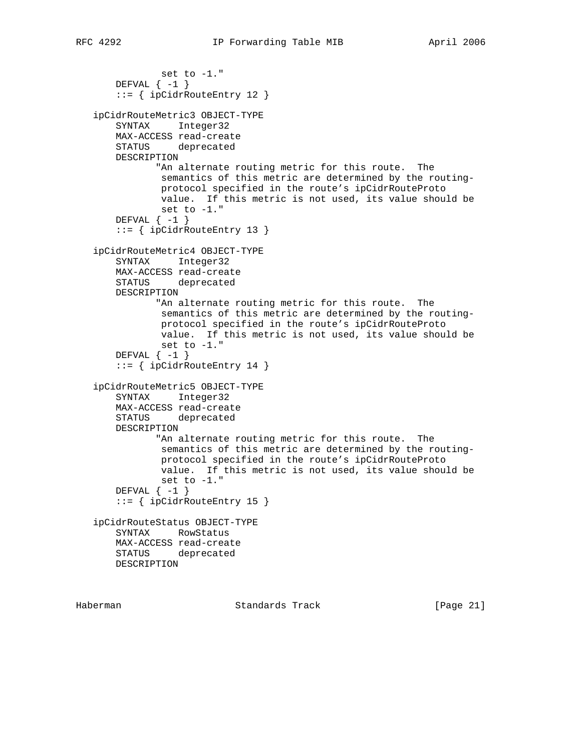```
              set to -1."
       DEFVAL { -1 }
       ::= { ipCidrRouteEntry 12 }

   ipCidrRouteMetric3 OBJECT-TYPE
       SYNTAX     Integer32
       MAX-ACCESS read-create
       STATUS     deprecated
       DESCRIPTION
             "An alternate routing metric for this route.  The
              semantics of this metric are determined by the routing-
              protocol specified in the route's ipCidrRouteProto
              value.  If this metric is not used, its value should be
              set to -1."
       DEFVAL { -1 }
       ::= { ipCidrRouteEntry 13 }

   ipCidrRouteMetric4 OBJECT-TYPE
       SYNTAX     Integer32
       MAX-ACCESS read-create
       STATUS     deprecated
       DESCRIPTION
             "An alternate routing metric for this route.  The
              semantics of this metric are determined by the routing-
              protocol specified in the route's ipCidrRouteProto
              value.  If this metric is not used, its value should be
              set to -1."
       DEFVAL { -1 }
       ::= { ipCidrRouteEntry 14 }

   ipCidrRouteMetric5 OBJECT-TYPE
       SYNTAX     Integer32
       MAX-ACCESS read-create
       STATUS     deprecated
       DESCRIPTION
             "An alternate routing metric for this route.  The
              semantics of this metric are determined by the routing-
              protocol specified in the route's ipCidrRouteProto
              value.  If this metric is not used, its value should be
              set to -1."
       DEFVAL { -1 }
       ::= { ipCidrRouteEntry 15 }

   ipCidrRouteStatus OBJECT-TYPE
       SYNTAX     RowStatus
       MAX-ACCESS read-create
       STATUS     deprecated
       DESCRIPTION
```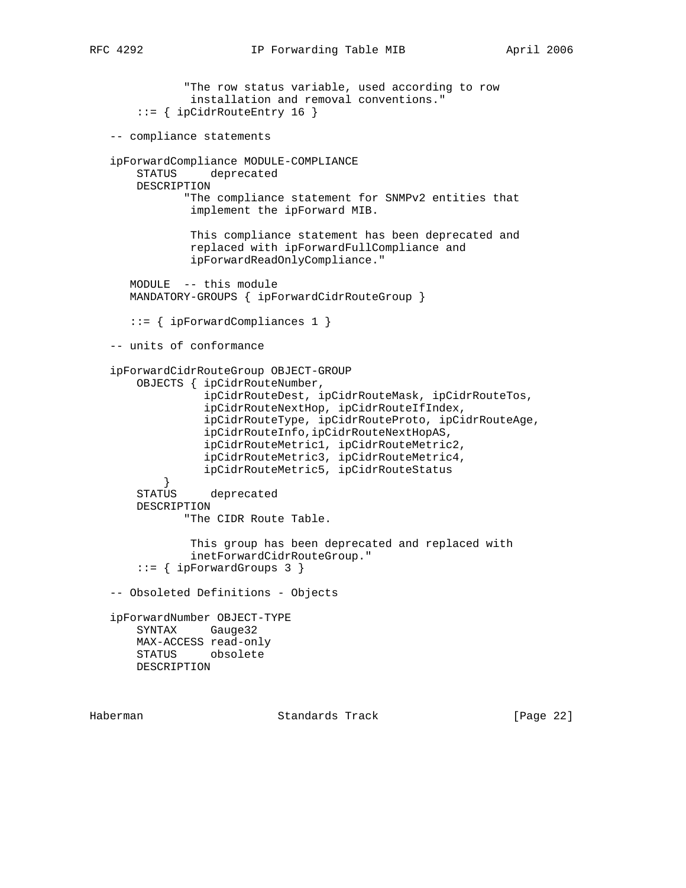```
              "The row status variable, used according to row
               installation and removal conventions."
       ::= { ipCidrRouteEntry 16 }

   -- compliance statements

   ipForwardCompliance MODULE-COMPLIANCE
       STATUS     deprecated
       DESCRIPTION
              "The compliance statement for SNMPv2 entities that
               implement the ipForward MIB.

               This compliance statement has been deprecated and
               replaced with ipForwardFullCompliance and
               ipForwardReadOnlyCompliance."

      MODULE  -- this module
      MANDATORY-GROUPS { ipForwardCidrRouteGroup }

      ::= { ipForwardCompliances 1 }

   -- units of conformance

   ipForwardCidrRouteGroup OBJECT-GROUP
       OBJECTS { ipCidrRouteNumber,
                 ipCidrRouteDest, ipCidrRouteMask, ipCidrRouteTos,
                 ipCidrRouteNextHop, ipCidrRouteIfIndex,
                 ipCidrRouteType, ipCidrRouteProto, ipCidrRouteAge,
                 ipCidrRouteInfo,ipCidrRouteNextHopAS,
                 ipCidrRouteMetric1, ipCidrRouteMetric2,
                 ipCidrRouteMetric3, ipCidrRouteMetric4,
                 ipCidrRouteMetric5, ipCidrRouteStatus
           }
       STATUS     deprecated
       DESCRIPTION
              "The CIDR Route Table.

               This group has been deprecated and replaced with
               inetForwardCidrRouteGroup."
       ::= { ipForwardGroups 3 }

   -- Obsoleted Definitions - Objects

   ipForwardNumber OBJECT-TYPE
       SYNTAX     Gauge32
       MAX-ACCESS read-only
       STATUS     obsolete
       DESCRIPTION
```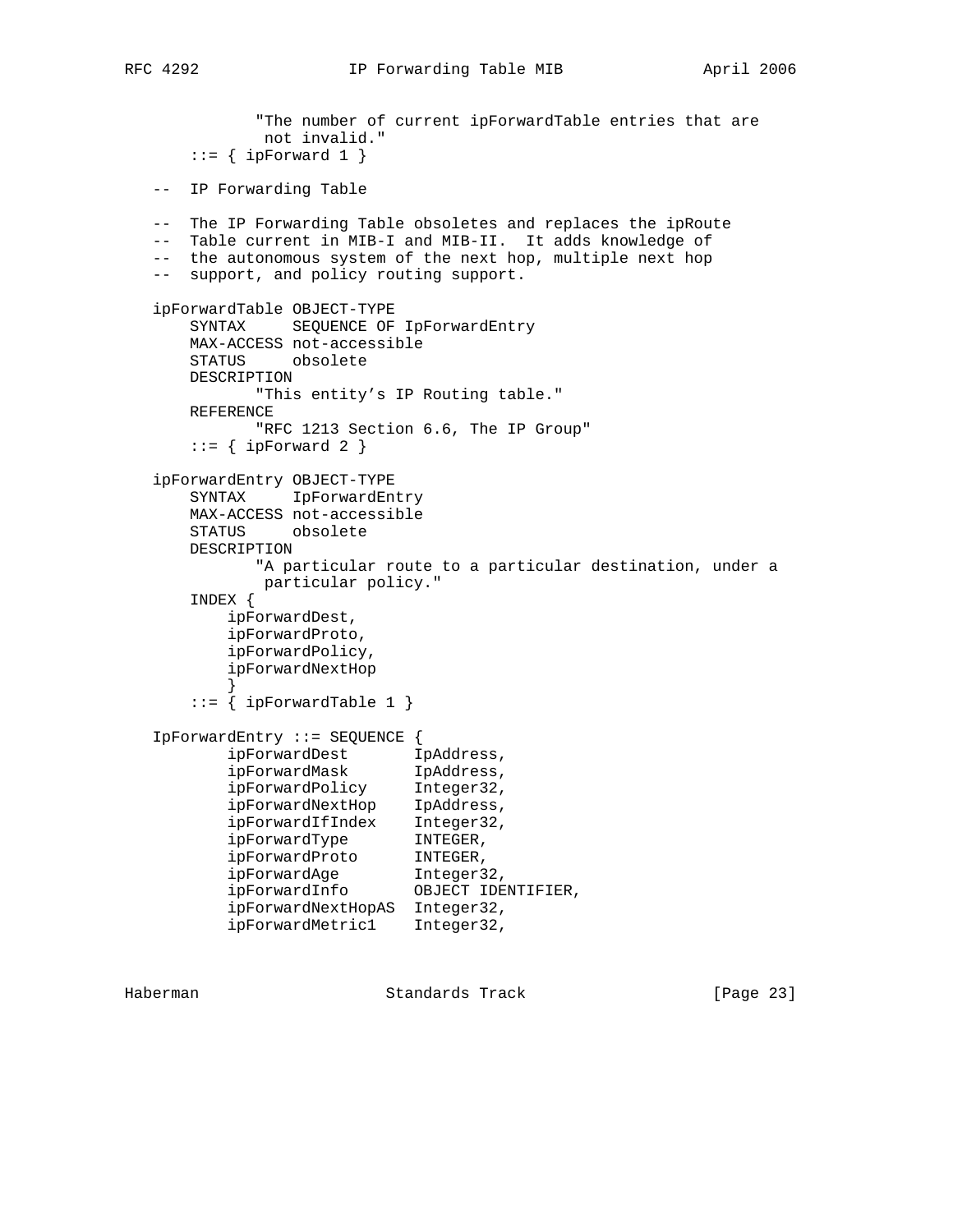```
           "The number of current ipForwardTable entries that are
            not invalid."
       ::= { ipForward 1 }

   --  IP Forwarding Table

   --  The IP Forwarding Table obsoletes and replaces the ipRoute
   --  Table current in MIB-I and MIB-II.  It adds knowledge of
   --  the autonomous system of the next hop, multiple next hop
   --  support, and policy routing support.

   ipForwardTable OBJECT-TYPE
       SYNTAX     SEQUENCE OF IpForwardEntry
       MAX-ACCESS not-accessible
       STATUS     obsolete
       DESCRIPTION
              "This entity's IP Routing table."
       REFERENCE
              "RFC 1213 Section 6.6, The IP Group"
       ::= { ipForward 2 }

   ipForwardEntry OBJECT-TYPE
       SYNTAX     IpForwardEntry
       MAX-ACCESS not-accessible
       STATUS     obsolete
       DESCRIPTION
              "A particular route to a particular destination, under a
               particular policy."
       INDEX {
           ipForwardDest,
           ipForwardProto,
           ipForwardPolicy,
           ipForwardNextHop
           }
       ::= { ipForwardTable 1 }

   IpForwardEntry ::= SEQUENCE {
           ipForwardDest       IpAddress,
           ipForwardMask       IpAddress,
           ipForwardPolicy     Integer32,
           ipForwardNextHop    IpAddress,
           ipForwardIfIndex    Integer32,
           ipForwardType       INTEGER,
           ipForwardProto      INTEGER,
           ipForwardAge        Integer32,
           ipForwardInfo       OBJECT IDENTIFIER,
           ipForwardNextHopAS  Integer32,
           ipForwardMetric1    Integer32,
```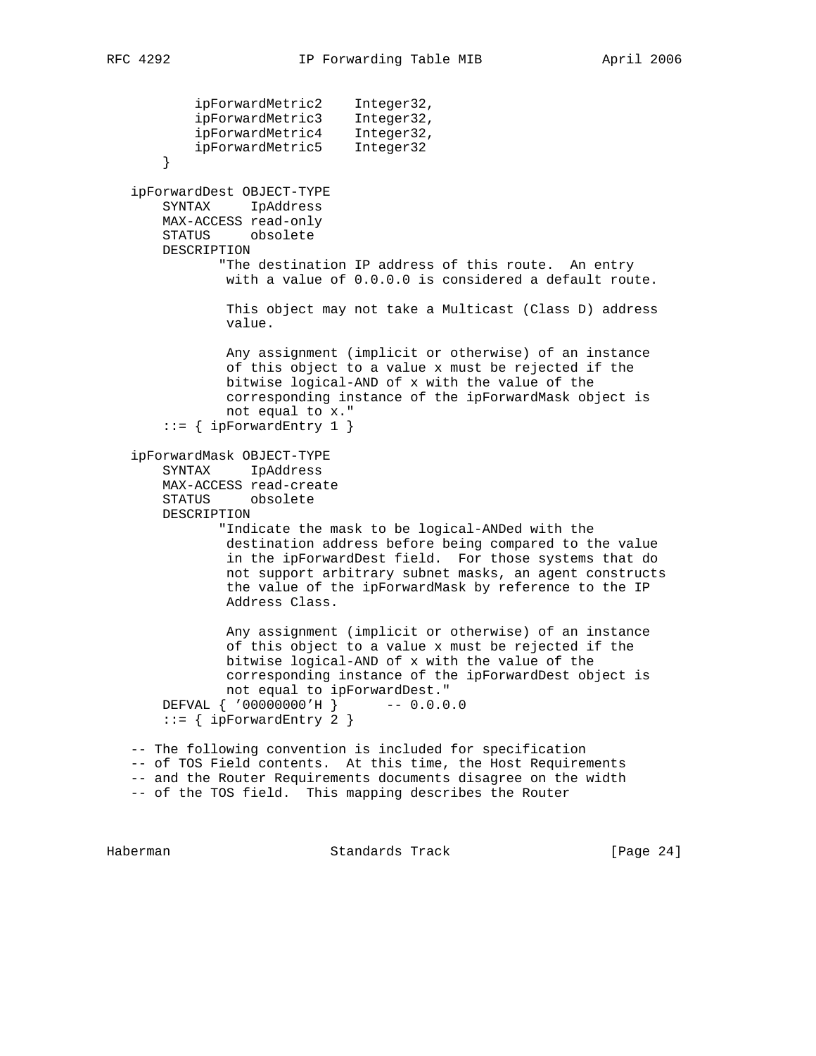```
           ipForwardMetric2    Integer32,
           ipForwardMetric3    Integer32,
           ipForwardMetric4    Integer32,
           ipForwardMetric5    Integer32
       }

   ipForwardDest OBJECT-TYPE
       SYNTAX     IpAddress
       MAX-ACCESS read-only
       STATUS     obsolete
       DESCRIPTION
              "The destination IP address of this route.  An entry
               with a value of 0.0.0.0 is considered a default route.

               This object may not take a Multicast (Class D) address
               value.

               Any assignment (implicit or otherwise) of an instance
               of this object to a value x must be rejected if the
               bitwise logical-AND of x with the value of the
               corresponding instance of the ipForwardMask object is
               not equal to x."
       ::= { ipForwardEntry 1 }

   ipForwardMask OBJECT-TYPE
       SYNTAX     IpAddress
       MAX-ACCESS read-create
       STATUS     obsolete
       DESCRIPTION
              "Indicate the mask to be logical-ANDed with the
               destination address before being compared to the value
               in the ipForwardDest field.  For those systems that do
               not support arbitrary subnet masks, an agent constructs
               the value of the ipForwardMask by reference to the IP
               Address Class.

               Any assignment (implicit or otherwise) of an instance
               of this object to a value x must be rejected if the
               bitwise logical-AND of x with the value of the
               corresponding instance of the ipForwardDest object is
               not equal to ipForwardDest."
       DEFVAL { '00000000'H }      -- 0.0.0.0
       ::= { ipForwardEntry 2 }

   -- The following convention is included for specification
   -- of TOS Field contents.  At this time, the Host Requirements
   -- and the Router Requirements documents disagree on the width
   -- of the TOS field.  This mapping describes the Router
```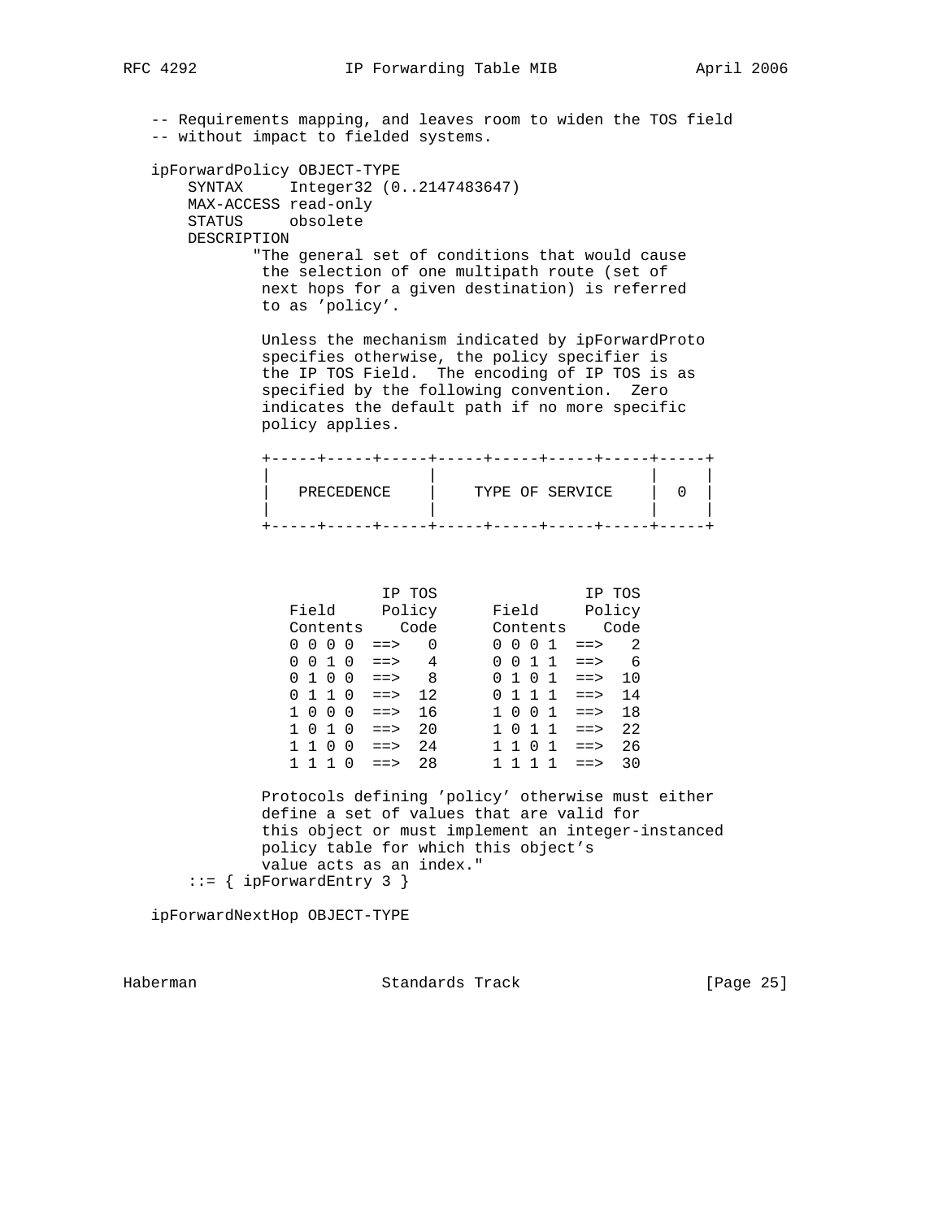```
   -- Requirements mapping, and leaves room to widen the TOS field
   -- without impact to fielded systems.

   ipForwardPolicy OBJECT-TYPE
       SYNTAX     Integer32 (0..2147483647)
       MAX-ACCESS read-only
       STATUS     obsolete
       DESCRIPTION
              "The general set of conditions that would cause
               the selection of one multipath route (set of
               next hops for a given destination) is referred
               to as 'policy'.

               Unless the mechanism indicated by ipForwardProto
               specifies otherwise, the policy specifier is
               the IP TOS Field.  The encoding of IP TOS is as
               specified by the following convention.  Zero
               indicates the default path if no more specific
               policy applies.

               +-----+-----+-----+-----+-----+-----+-----+-----+
               |                 |                       |     |
               |   PRECEDENCE    |    TYPE OF SERVICE    |  0  |
               |                 |                       |     |
               +-----+-----+-----+-----+-----+-----+-----+-----+



                          IP TOS                IP TOS
                  Field     Policy      Field     Policy
                  Contents    Code      Contents    Code
                  0 0 0 0  ==>   0      0 0 0 1  ==>   2
                  0 0 1 0  ==>   4      0 0 1 1  ==>   6
                  0 1 0 0  ==>   8      0 1 0 1  ==>  10
                  0 1 1 0  ==>  12      0 1 1 1  ==>  14
                  1 0 0 0  ==>  16      1 0 0 1  ==>  18
                  1 0 1 0  ==>  20      1 0 1 1  ==>  22
                  1 1 0 0  ==>  24      1 1 0 1  ==>  26
                  1 1 1 0  ==>  28      1 1 1 1  ==>  30

               Protocols defining 'policy' otherwise must either
               define a set of values that are valid for
               this object or must implement an integer-instanced
               policy table for which this object's
               value acts as an index."
       ::= { ipForwardEntry 3 }

   ipForwardNextHop OBJECT-TYPE
```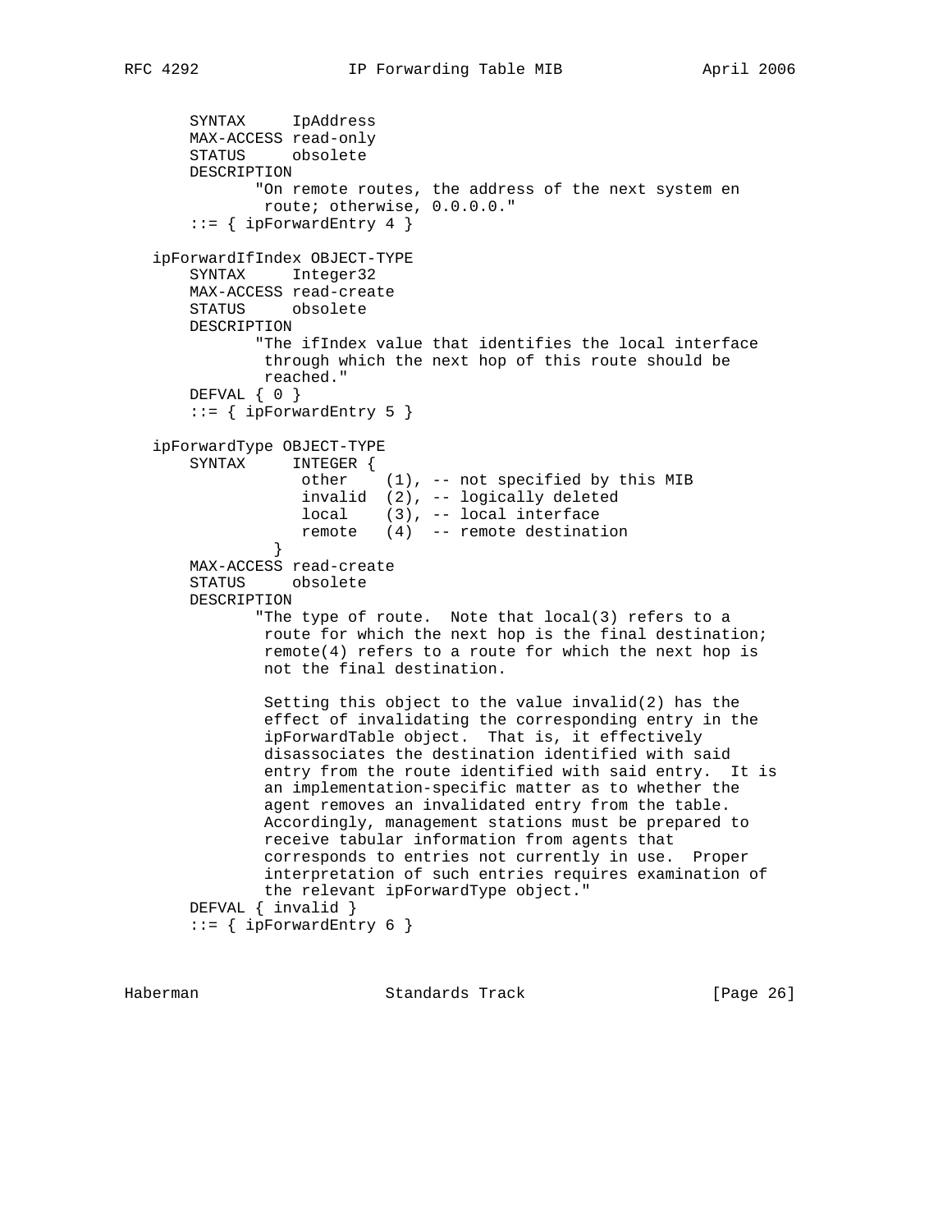```
       SYNTAX     IpAddress
       MAX-ACCESS read-only
       STATUS     obsolete
       DESCRIPTION
              "On remote routes, the address of the next system en
               route; otherwise, 0.0.0.0."
       ::= { ipForwardEntry 4 }

   ipForwardIfIndex OBJECT-TYPE
       SYNTAX     Integer32
       MAX-ACCESS read-create
       STATUS     obsolete
       DESCRIPTION
              "The ifIndex value that identifies the local interface
               through which the next hop of this route should be
               reached."
       DEFVAL { 0 }
       ::= { ipForwardEntry 5 }

   ipForwardType OBJECT-TYPE
       SYNTAX     INTEGER {
                   other    (1), -- not specified by this MIB
                   invalid  (2), -- logically deleted
                   local    (3), -- local interface
                   remote   (4)  -- remote destination
                 }
       MAX-ACCESS read-create
       STATUS     obsolete
       DESCRIPTION
              "The type of route.  Note that local(3) refers to a
               route for which the next hop is the final destination;
               remote(4) refers to a route for which the next hop is
               not the final destination.

               Setting this object to the value invalid(2) has the
               effect of invalidating the corresponding entry in the
               ipForwardTable object.  That is, it effectively
               disassociates the destination identified with said
               entry from the route identified with said entry.  It is
               an implementation-specific matter as to whether the
               agent removes an invalidated entry from the table.
               Accordingly, management stations must be prepared to
               receive tabular information from agents that
               corresponds to entries not currently in use.  Proper
               interpretation of such entries requires examination of
               the relevant ipForwardType object."
       DEFVAL { invalid }
       ::= { ipForwardEntry 6 }
```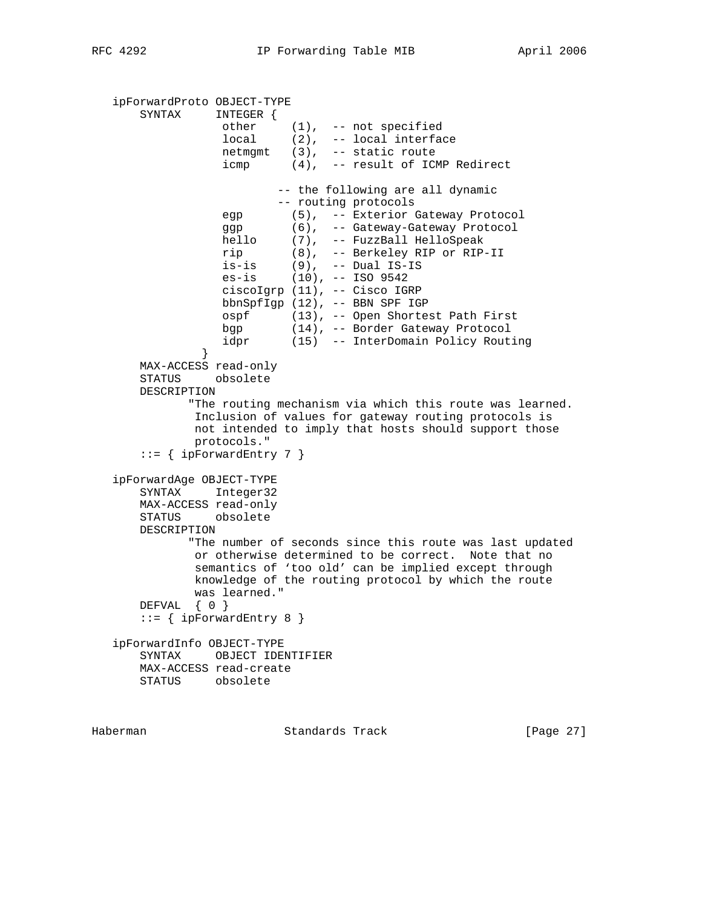```
   ipForwardProto OBJECT-TYPE
       SYNTAX     INTEGER {
                   other     (1),  -- not specified
                   local     (2),  -- local interface
                   netmgmt   (3),  -- static route
                   icmp      (4),  -- result of ICMP Redirect

                           -- the following are all dynamic
                           -- routing protocols
                   egp       (5),  -- Exterior Gateway Protocol
                   ggp       (6),  -- Gateway-Gateway Protocol
                   hello     (7),  -- FuzzBall HelloSpeak
                   rip       (8),  -- Berkeley RIP or RIP-II
                   is-is     (9),  -- Dual IS-IS
                   es-is     (10), -- ISO 9542
                   ciscoIgrp (11), -- Cisco IGRP
                   bbnSpfIgp (12), -- BBN SPF IGP
                   ospf      (13), -- Open Shortest Path First
                   bgp       (14), -- Border Gateway Protocol
                   idpr      (15)  -- InterDomain Policy Routing
                }
       MAX-ACCESS read-only
       STATUS     obsolete
       DESCRIPTION
              "The routing mechanism via which this route was learned.
               Inclusion of values for gateway routing protocols is
               not intended to imply that hosts should support those
               protocols."
       ::= { ipForwardEntry 7 }

   ipForwardAge OBJECT-TYPE
       SYNTAX     Integer32
       MAX-ACCESS read-only
       STATUS     obsolete
       DESCRIPTION
              "The number of seconds since this route was last updated
               or otherwise determined to be correct.  Note that no
               semantics of 'too old' can be implied except through
               knowledge of the routing protocol by which the route
               was learned."
       DEFVAL  { 0 }
       ::= { ipForwardEntry 8 }

   ipForwardInfo OBJECT-TYPE
       SYNTAX     OBJECT IDENTIFIER
       MAX-ACCESS read-create
       STATUS     obsolete
```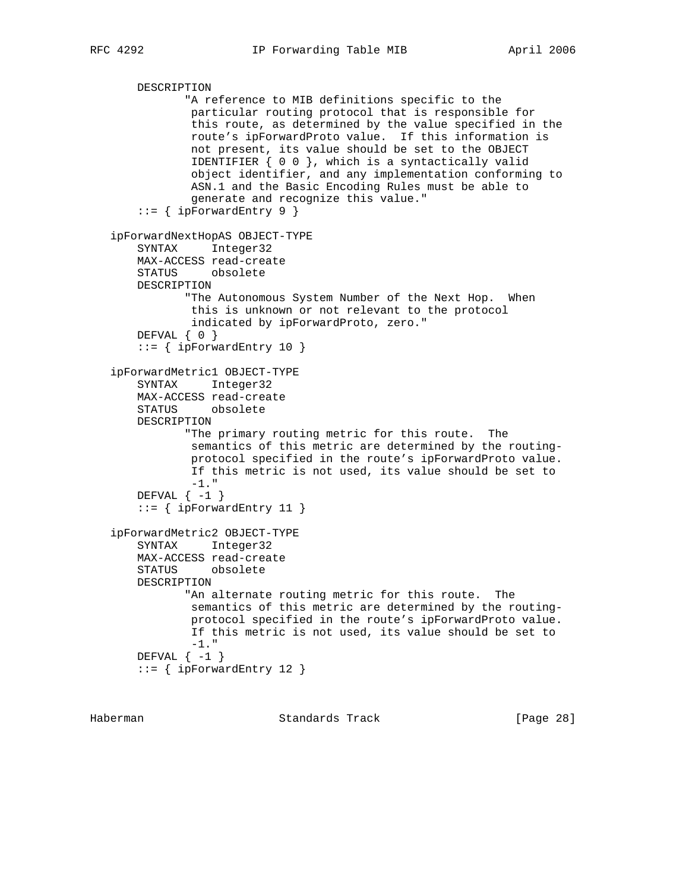```
       DESCRIPTION
              "A reference to MIB definitions specific to the
               particular routing protocol that is responsible for
               this route, as determined by the value specified in the
               route's ipForwardProto value.  If this information is
               not present, its value should be set to the OBJECT
               IDENTIFIER { 0 0 }, which is a syntactically valid
               object identifier, and any implementation conforming to
               ASN.1 and the Basic Encoding Rules must be able to
               generate and recognize this value."
       ::= { ipForwardEntry 9 }

   ipForwardNextHopAS OBJECT-TYPE
       SYNTAX     Integer32
       MAX-ACCESS read-create
       STATUS     obsolete
       DESCRIPTION
              "The Autonomous System Number of the Next Hop.  When
               this is unknown or not relevant to the protocol
               indicated by ipForwardProto, zero."
       DEFVAL { 0 }
       ::= { ipForwardEntry 10 }

   ipForwardMetric1 OBJECT-TYPE
       SYNTAX     Integer32
       MAX-ACCESS read-create
       STATUS     obsolete
       DESCRIPTION
              "The primary routing metric for this route.  The
               semantics of this metric are determined by the routing-
               protocol specified in the route's ipForwardProto value.
               If this metric is not used, its value should be set to
               -1."
       DEFVAL { -1 }
       ::= { ipForwardEntry 11 }

   ipForwardMetric2 OBJECT-TYPE
       SYNTAX     Integer32
       MAX-ACCESS read-create
       STATUS     obsolete
       DESCRIPTION
              "An alternate routing metric for this route.  The
               semantics of this metric are determined by the routing-
               protocol specified in the route's ipForwardProto value.
               If this metric is not used, its value should be set to
               -1."
       DEFVAL { -1 }
       ::= { ipForwardEntry 12 }
```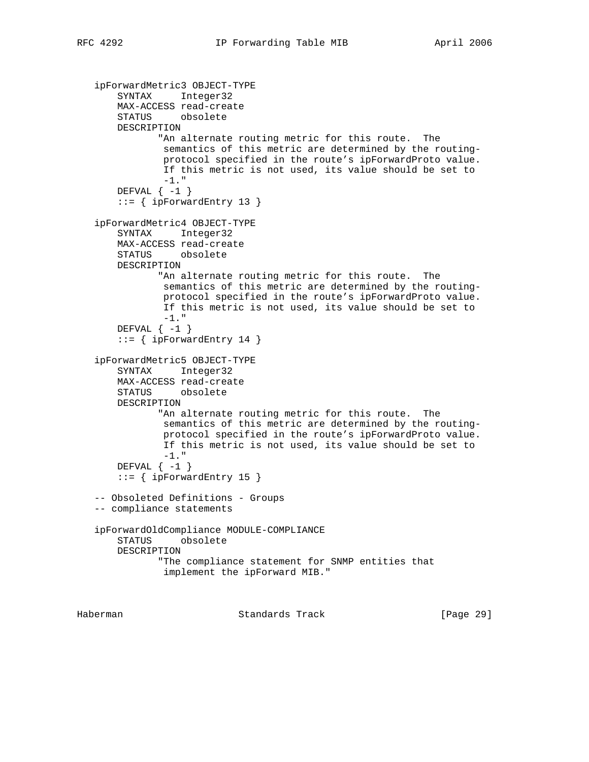```
   ipForwardMetric3 OBJECT-TYPE
       SYNTAX     Integer32
       MAX-ACCESS read-create
       STATUS     obsolete
       DESCRIPTION
              "An alternate routing metric for this route.  The
               semantics of this metric are determined by the routing-
               protocol specified in the route's ipForwardProto value.
               If this metric is not used, its value should be set to
               -1."
       DEFVAL { -1 }
       ::= { ipForwardEntry 13 }

   ipForwardMetric4 OBJECT-TYPE
       SYNTAX     Integer32
       MAX-ACCESS read-create
       STATUS     obsolete
       DESCRIPTION
              "An alternate routing metric for this route.  The
               semantics of this metric are determined by the routing-
               protocol specified in the route's ipForwardProto value.
               If this metric is not used, its value should be set to
               -1."
       DEFVAL { -1 }
       ::= { ipForwardEntry 14 }

   ipForwardMetric5 OBJECT-TYPE
       SYNTAX     Integer32
       MAX-ACCESS read-create
       STATUS     obsolete
       DESCRIPTION
              "An alternate routing metric for this route.  The
               semantics of this metric are determined by the routing-
               protocol specified in the route's ipForwardProto value.
               If this metric is not used, its value should be set to
               -1."
       DEFVAL { -1 }
       ::= { ipForwardEntry 15 }

   -- Obsoleted Definitions - Groups
   -- compliance statements

   ipForwardOldCompliance MODULE-COMPLIANCE
       STATUS     obsolete
       DESCRIPTION
              "The compliance statement for SNMP entities that
               implement the ipForward MIB."
```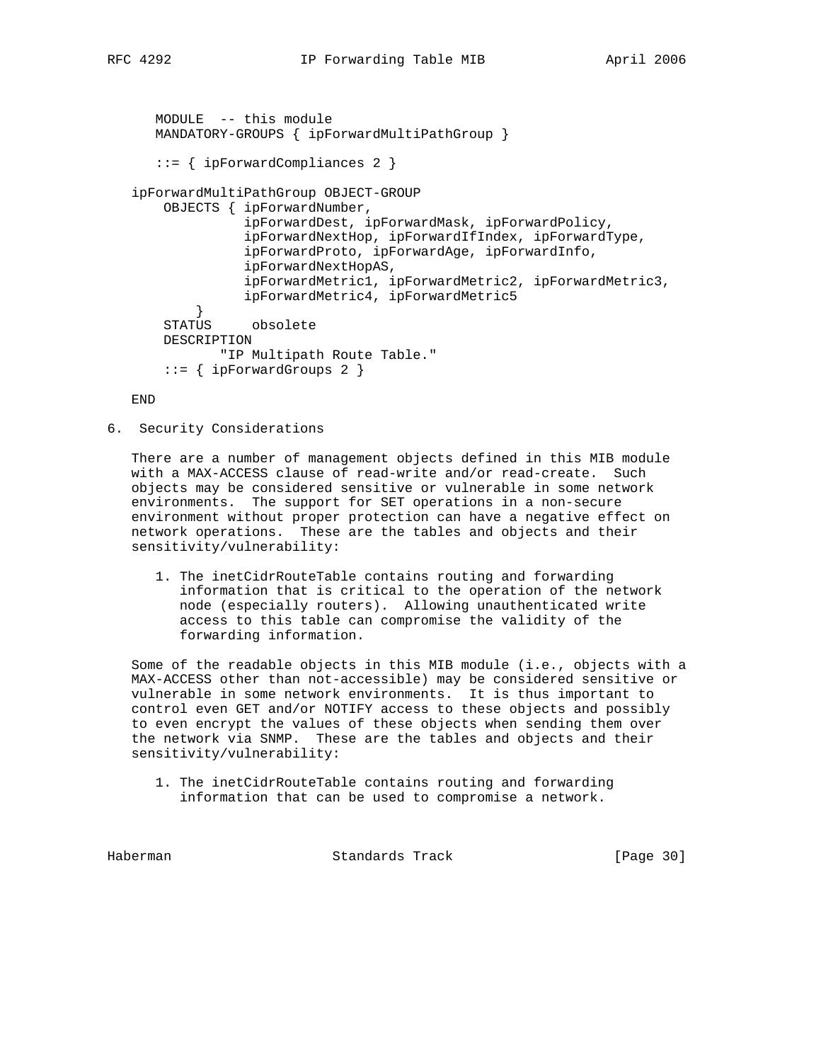```
      MODULE  -- this module
      MANDATORY-GROUPS { ipForwardMultiPathGroup }

      ::= { ipForwardCompliances 2 }

   ipForwardMultiPathGroup OBJECT-GROUP
       OBJECTS { ipForwardNumber,
                 ipForwardDest, ipForwardMask, ipForwardPolicy,
                 ipForwardNextHop, ipForwardIfIndex, ipForwardType,
                 ipForwardProto, ipForwardAge, ipForwardInfo,
                 ipForwardNextHopAS,
                 ipForwardMetric1, ipForwardMetric2, ipForwardMetric3,
                 ipForwardMetric4, ipForwardMetric5
           }
       STATUS     obsolete
       DESCRIPTION
              "IP Multipath Route Table."
       ::= { ipForwardGroups 2 }

   END
```

## 6. Security Considerations

There are a number of management objects defined in this MIB module with a MAX-ACCESS clause of read-write and/or read-create. Such objects may be considered sensitive or vulnerable in some network environments. The support for SET operations in a non-secure environment without proper protection can have a negative effect on network operations. These are the tables and objects and their sensitivity/vulnerability:

1. The inetCidrRouteTable contains routing and forwarding information that is critical to the operation of the network node (especially routers). Allowing unauthenticated write access to this table can compromise the validity of the forwarding information.

Some of the readable objects in this MIB module (i.e., objects with a MAX-ACCESS other than not-accessible) may be considered sensitive or vulnerable in some network environments. It is thus important to control even GET and/or NOTIFY access to these objects and possibly to even encrypt the values of these objects when sending them over the network via SNMP. These are the tables and objects and their sensitivity/vulnerability:

1. The inetCidrRouteTable contains routing and forwarding information that can be used to compromise a network.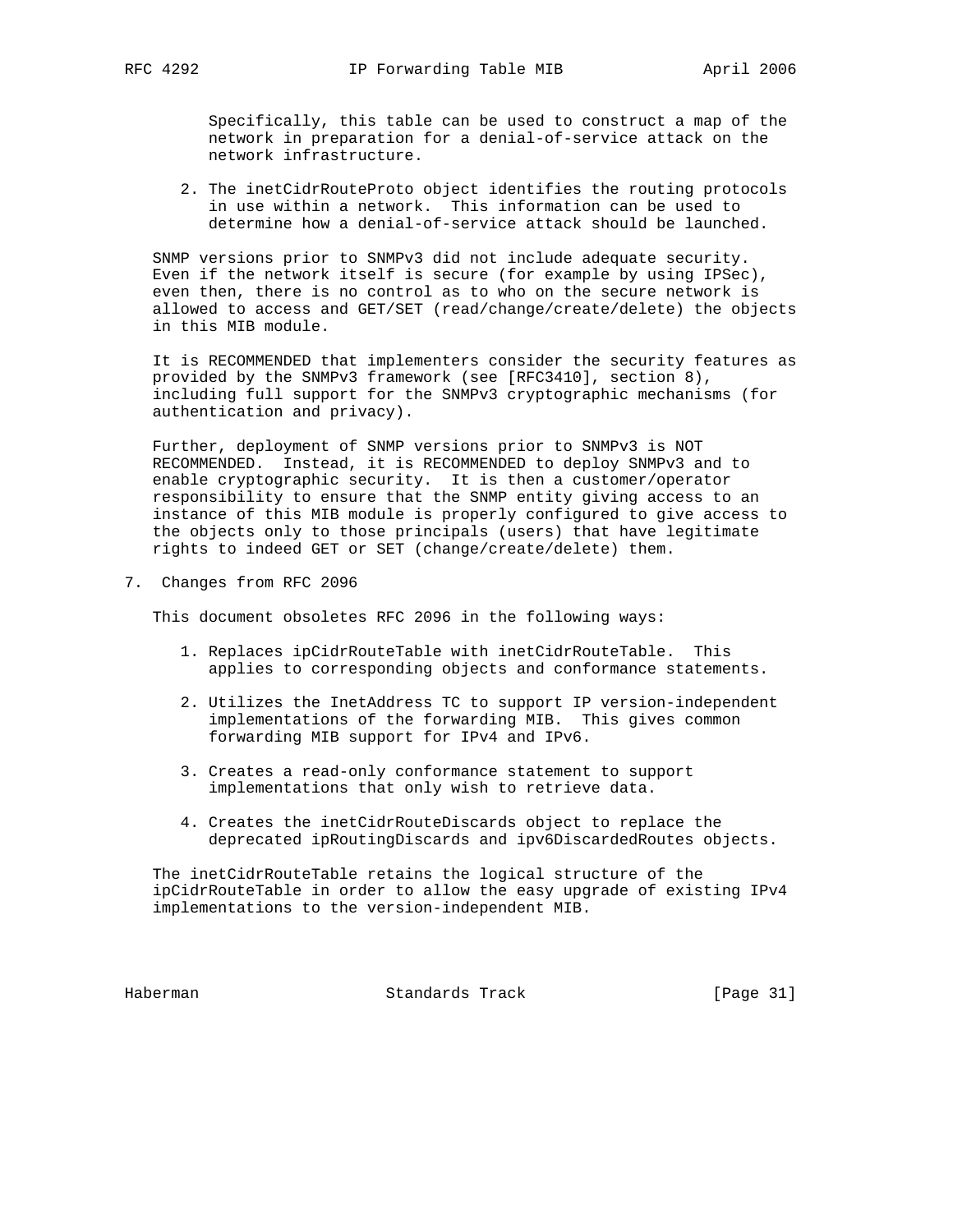Specifically, this table can be used to construct a map of the network in preparation for a denial-of-service attack on the network infrastructure.

2. The inetCidrRouteProto object identifies the routing protocols in use within a network. This information can be used to determine how a denial-of-service attack should be launched.

SNMP versions prior to SNMPv3 did not include adequate security. Even if the network itself is secure (for example by using IPSec), even then, there is no control as to who on the secure network is allowed to access and GET/SET (read/change/create/delete) the objects in this MIB module.

It is RECOMMENDED that implementers consider the security features as provided by the SNMPv3 framework (see [RFC3410], section 8), including full support for the SNMPv3 cryptographic mechanisms (for authentication and privacy).

Further, deployment of SNMP versions prior to SNMPv3 is NOT RECOMMENDED. Instead, it is RECOMMENDED to deploy SNMPv3 and to enable cryptographic security. It is then a customer/operator responsibility to ensure that the SNMP entity giving access to an instance of this MIB module is properly configured to give access to the objects only to those principals (users) that have legitimate rights to indeed GET or SET (change/create/delete) them.

## 7. Changes from RFC 2096

This document obsoletes RFC 2096 in the following ways:

1. Replaces ipCidrRouteTable with inetCidrRouteTable. This applies to corresponding objects and conformance statements.

2. Utilizes the InetAddress TC to support IP version-independent implementations of the forwarding MIB. This gives common forwarding MIB support for IPv4 and IPv6.

3. Creates a read-only conformance statement to support implementations that only wish to retrieve data.

4. Creates the inetCidrRouteDiscards object to replace the deprecated ipRoutingDiscards and ipv6DiscardedRoutes objects.

The inetCidrRouteTable retains the logical structure of the ipCidrRouteTable in order to allow the easy upgrade of existing IPv4 implementations to the version-independent MIB.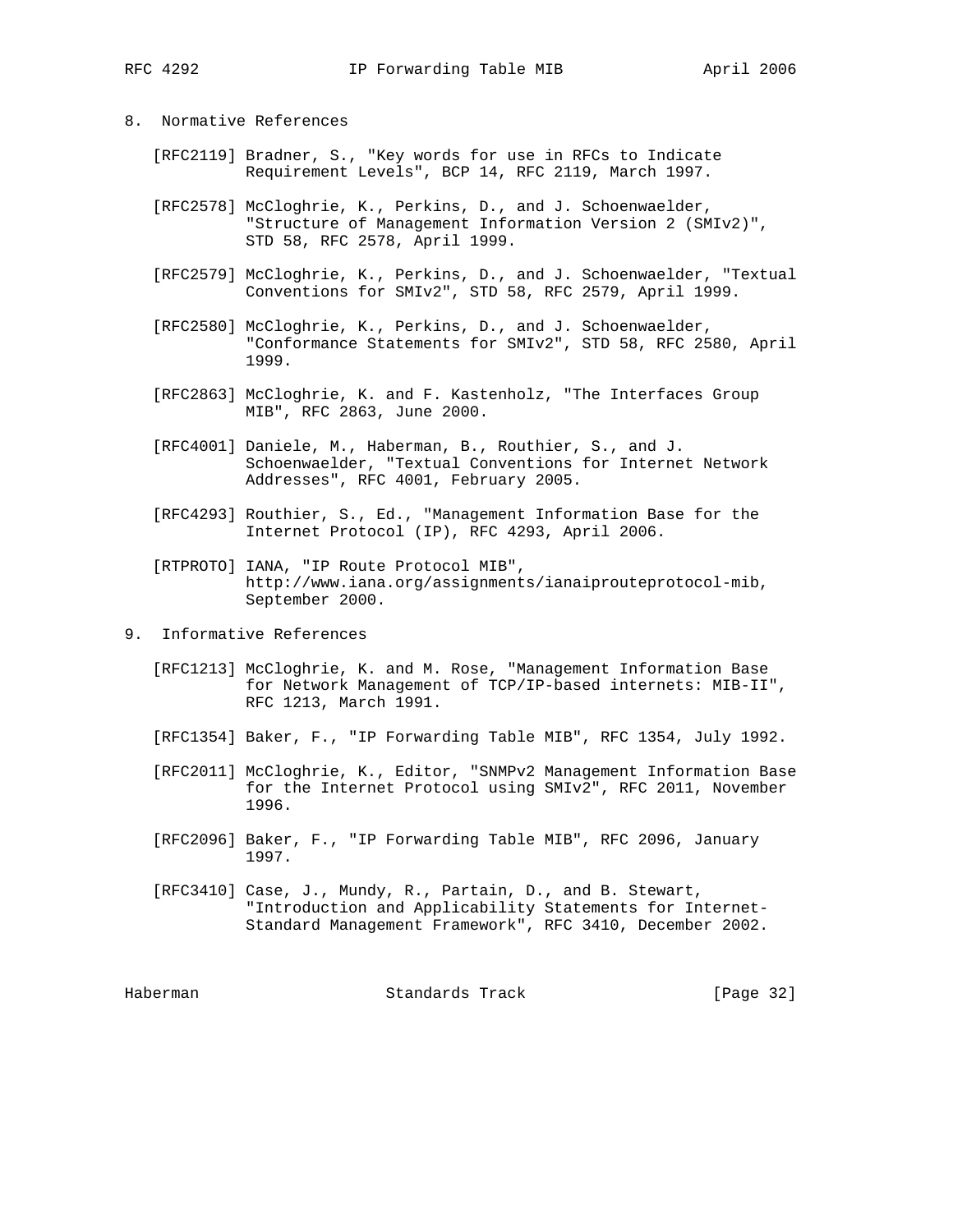## 8. Normative References

[RFC2119] Bradner, S., "Key words for use in RFCs to Indicate Requirement Levels", BCP 14, RFC 2119, March 1997.

[RFC2578] McCloghrie, K., Perkins, D., and J. Schoenwaelder, "Structure of Management Information Version 2 (SMIv2)", STD 58, RFC 2578, April 1999.

[RFC2579] McCloghrie, K., Perkins, D., and J. Schoenwaelder, "Textual Conventions for SMIv2", STD 58, RFC 2579, April 1999.

[RFC2580] McCloghrie, K., Perkins, D., and J. Schoenwaelder, "Conformance Statements for SMIv2", STD 58, RFC 2580, April 1999.

[RFC2863] McCloghrie, K. and F. Kastenholz, "The Interfaces Group MIB", RFC 2863, June 2000.

[RFC4001] Daniele, M., Haberman, B., Routhier, S., and J. Schoenwaelder, "Textual Conventions for Internet Network Addresses", RFC 4001, February 2005.

[RFC4293] Routhier, S., Ed., "Management Information Base for the Internet Protocol (IP), RFC 4293, April 2006.

[RTPROTO] IANA, "IP Route Protocol MIB", http://www.iana.org/assignments/ianaiprouteprotocol-mib, September 2000.

## 9. Informative References

[RFC1213] McCloghrie, K. and M. Rose, "Management Information Base for Network Management of TCP/IP-based internets: MIB-II", RFC 1213, March 1991.

[RFC1354] Baker, F., "IP Forwarding Table MIB", RFC 1354, July 1992.

[RFC2011] McCloghrie, K., Editor, "SNMPv2 Management Information Base for the Internet Protocol using SMIv2", RFC 2011, November 1996.

[RFC2096] Baker, F., "IP Forwarding Table MIB", RFC 2096, January 1997.

[RFC3410] Case, J., Mundy, R., Partain, D., and B. Stewart, "Introduction and Applicability Statements for Internet-Standard Management Framework", RFC 3410, December 2002.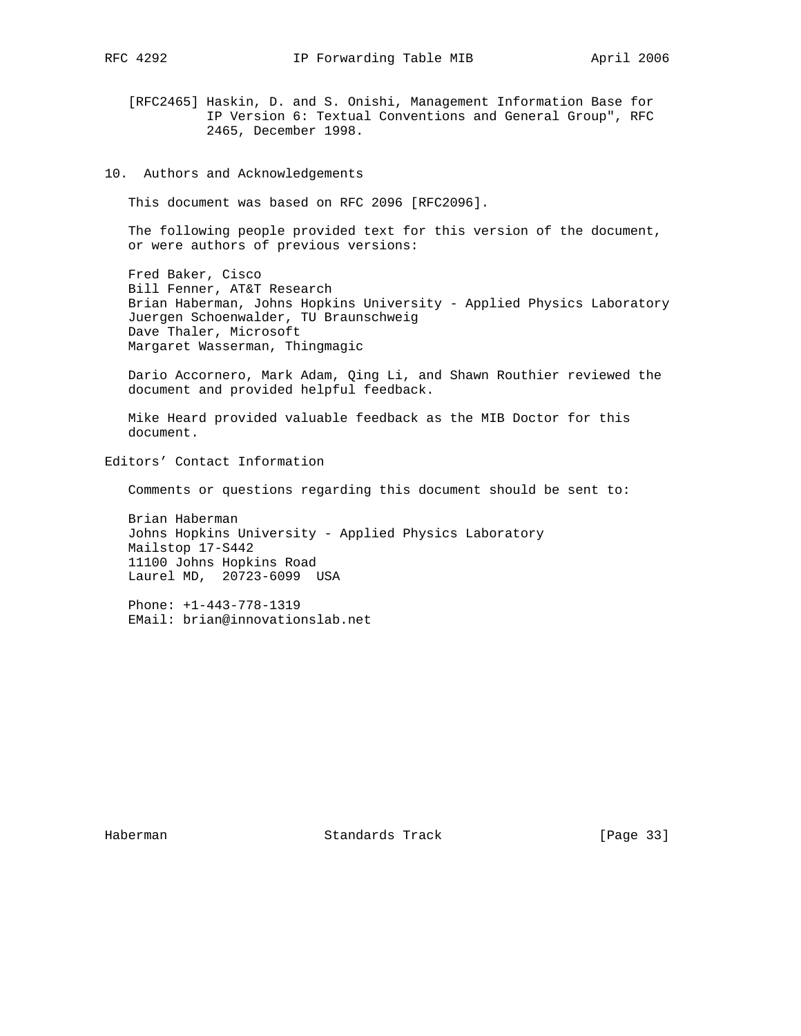[RFC2465] Haskin, D. and S. Onishi, Management Information Base for IP Version 6: Textual Conventions and General Group", RFC 2465, December 1998.

## 10. Authors and Acknowledgements

This document was based on RFC 2096 [RFC2096].

The following people provided text for this version of the document, or were authors of previous versions:

Fred Baker, Cisco
Bill Fenner, AT&T Research
Brian Haberman, Johns Hopkins University - Applied Physics Laboratory
Juergen Schoenwalder, TU Braunschweig
Dave Thaler, Microsoft
Margaret Wasserman, Thingmagic

Dario Accornero, Mark Adam, Qing Li, and Shawn Routhier reviewed the document and provided helpful feedback.

Mike Heard provided valuable feedback as the MIB Doctor for this document.

## Editors' Contact Information

Comments or questions regarding this document should be sent to:

Brian Haberman
Johns Hopkins University - Applied Physics Laboratory
Mailstop 17-S442
11100 Johns Hopkins Road
Laurel MD,  20723-6099  USA

Phone: +1-443-778-1319
EMail: brian@innovationslab.net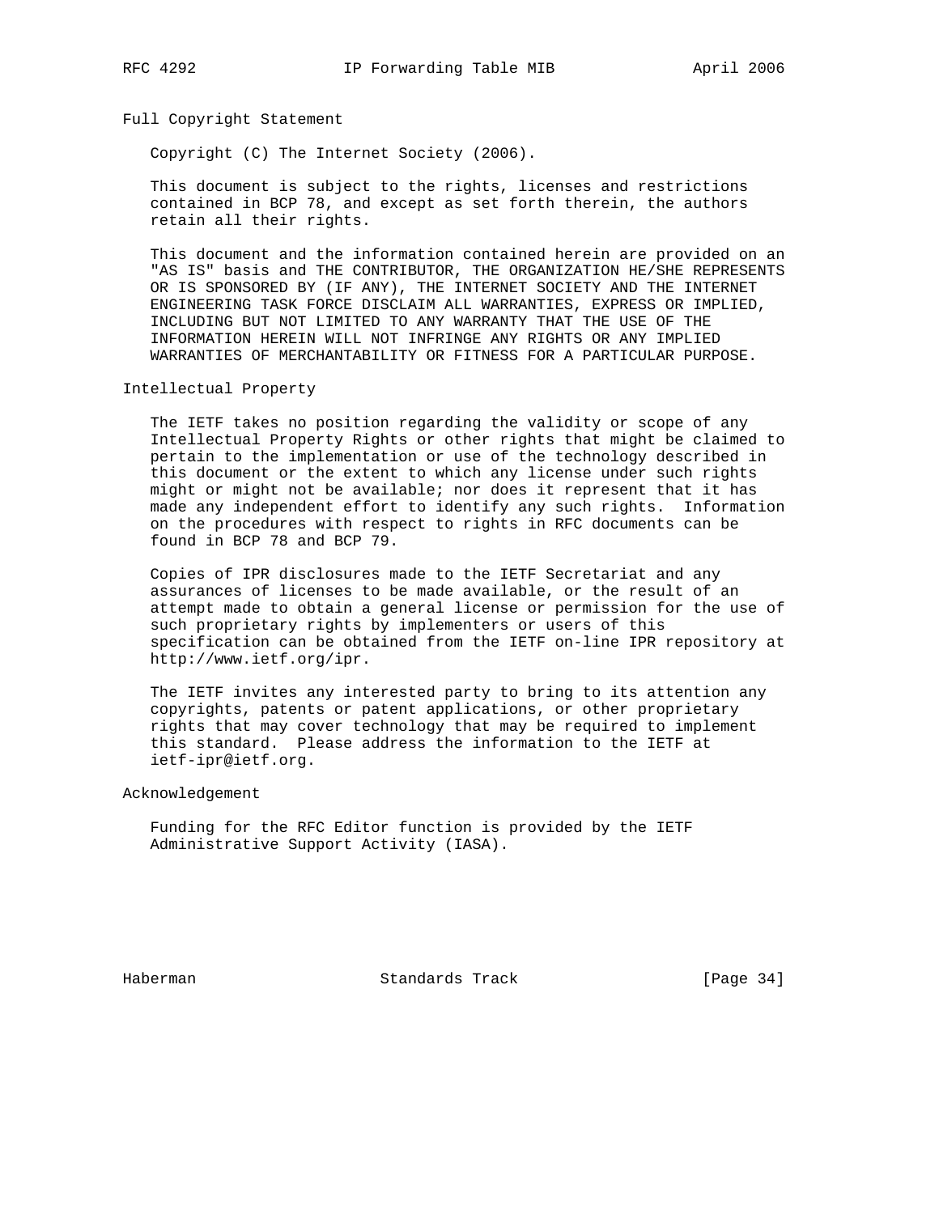## Full Copyright Statement

Copyright (C) The Internet Society (2006).

This document is subject to the rights, licenses and restrictions contained in BCP 78, and except as set forth therein, the authors retain all their rights.

This document and the information contained herein are provided on an "AS IS" basis and THE CONTRIBUTOR, THE ORGANIZATION HE/SHE REPRESENTS OR IS SPONSORED BY (IF ANY), THE INTERNET SOCIETY AND THE INTERNET ENGINEERING TASK FORCE DISCLAIM ALL WARRANTIES, EXPRESS OR IMPLIED, INCLUDING BUT NOT LIMITED TO ANY WARRANTY THAT THE USE OF THE INFORMATION HEREIN WILL NOT INFRINGE ANY RIGHTS OR ANY IMPLIED WARRANTIES OF MERCHANTABILITY OR FITNESS FOR A PARTICULAR PURPOSE.

## Intellectual Property

The IETF takes no position regarding the validity or scope of any Intellectual Property Rights or other rights that might be claimed to pertain to the implementation or use of the technology described in this document or the extent to which any license under such rights might or might not be available; nor does it represent that it has made any independent effort to identify any such rights. Information on the procedures with respect to rights in RFC documents can be found in BCP 78 and BCP 79.

Copies of IPR disclosures made to the IETF Secretariat and any assurances of licenses to be made available, or the result of an attempt made to obtain a general license or permission for the use of such proprietary rights by implementers or users of this specification can be obtained from the IETF on-line IPR repository at http://www.ietf.org/ipr.

The IETF invites any interested party to bring to its attention any copyrights, patents or patent applications, or other proprietary rights that may cover technology that may be required to implement this standard. Please address the information to the IETF at ietf-ipr@ietf.org.

## Acknowledgement

Funding for the RFC Editor function is provided by the IETF Administrative Support Activity (IASA).